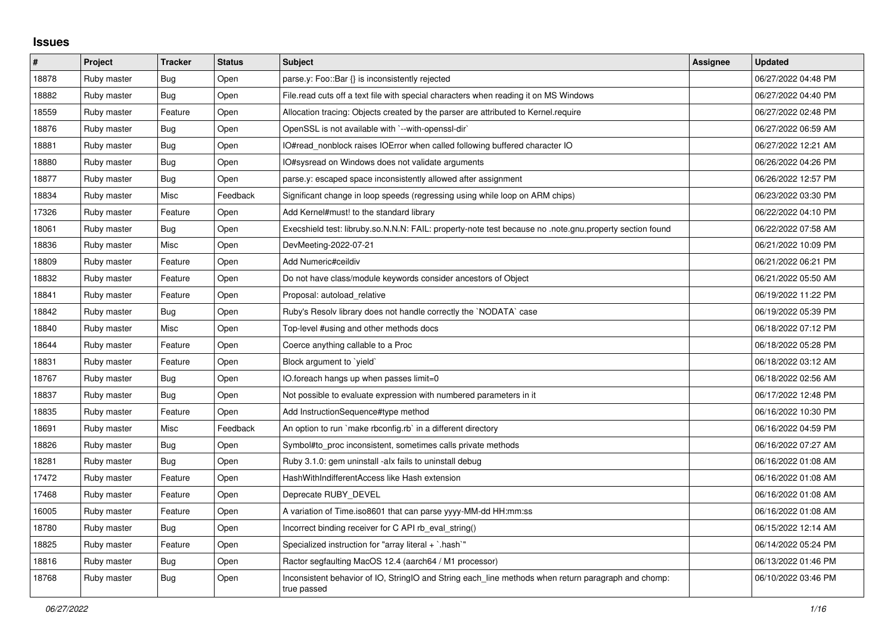## Issues

| # | Project | Tracker | Status | Subject | Assignee | Updated |
|---|---|---|---|---|---|---|
| 18878 | Ruby master | Bug | Open | parse.y: Foo::Bar {} is inconsistently rejected | | 06/27/2022 04:48 PM |
| 18882 | Ruby master | Bug | Open | File.read cuts off a text file with special characters when reading it on MS Windows | | 06/27/2022 04:40 PM |
| 18559 | Ruby master | Feature | Open | Allocation tracing: Objects created by the parser are attributed to Kernel.require | | 06/27/2022 02:48 PM |
| 18876 | Ruby master | Bug | Open | OpenSSL is not available with `--with-openssl-dir` | | 06/27/2022 06:59 AM |
| 18881 | Ruby master | Bug | Open | IO#read_nonblock raises IOError when called following buffered character IO | | 06/27/2022 12:21 AM |
| 18880 | Ruby master | Bug | Open | IO#sysread on Windows does not validate arguments | | 06/26/2022 04:26 PM |
| 18877 | Ruby master | Bug | Open | parse.y: escaped space inconsistently allowed after assignment | | 06/26/2022 12:57 PM |
| 18834 | Ruby master | Misc | Feedback | Significant change in loop speeds (regressing using while loop on ARM chips) | | 06/23/2022 03:30 PM |
| 17326 | Ruby master | Feature | Open | Add Kernel#must! to the standard library | | 06/22/2022 04:10 PM |
| 18061 | Ruby master | Bug | Open | Execshield test: libruby.so.N.N.N: FAIL: property-note test because no .note.gnu.property section found | | 06/22/2022 07:58 AM |
| 18836 | Ruby master | Misc | Open | DevMeeting-2022-07-21 | | 06/21/2022 10:09 PM |
| 18809 | Ruby master | Feature | Open | Add Numeric#ceildiv | | 06/21/2022 06:21 PM |
| 18832 | Ruby master | Feature | Open | Do not have class/module keywords consider ancestors of Object | | 06/21/2022 05:50 AM |
| 18841 | Ruby master | Feature | Open | Proposal: autoload_relative | | 06/19/2022 11:22 PM |
| 18842 | Ruby master | Bug | Open | Ruby's Resolv library does not handle correctly the `NODATA` case | | 06/19/2022 05:39 PM |
| 18840 | Ruby master | Misc | Open | Top-level #using and other methods docs | | 06/18/2022 07:12 PM |
| 18644 | Ruby master | Feature | Open | Coerce anything callable to a Proc | | 06/18/2022 05:28 PM |
| 18831 | Ruby master | Feature | Open | Block argument to `yield` | | 06/18/2022 03:12 AM |
| 18767 | Ruby master | Bug | Open | IO.foreach hangs up when passes limit=0 | | 06/18/2022 02:56 AM |
| 18837 | Ruby master | Bug | Open | Not possible to evaluate expression with numbered parameters in it | | 06/17/2022 12:48 PM |
| 18835 | Ruby master | Feature | Open | Add InstructionSequence#type method | | 06/16/2022 10:30 PM |
| 18691 | Ruby master | Misc | Feedback | An option to run `make rbconfig.rb` in a different directory | | 06/16/2022 04:59 PM |
| 18826 | Ruby master | Bug | Open | Symbol#to_proc inconsistent, sometimes calls private methods | | 06/16/2022 07:27 AM |
| 18281 | Ruby master | Bug | Open | Ruby 3.1.0: gem uninstall -alx fails to uninstall debug | | 06/16/2022 01:08 AM |
| 17472 | Ruby master | Feature | Open | HashWithIndifferentAccess like Hash extension | | 06/16/2022 01:08 AM |
| 17468 | Ruby master | Feature | Open | Deprecate RUBY_DEVEL | | 06/16/2022 01:08 AM |
| 16005 | Ruby master | Feature | Open | A variation of Time.iso8601 that can parse yyyy-MM-dd HH:mm:ss | | 06/16/2022 01:08 AM |
| 18780 | Ruby master | Bug | Open | Incorrect binding receiver for C API rb_eval_string() | | 06/15/2022 12:14 AM |
| 18825 | Ruby master | Feature | Open | Specialized instruction for "array literal + `.hash`" | | 06/14/2022 05:24 PM |
| 18816 | Ruby master | Bug | Open | Ractor segfaulting MacOS 12.4 (aarch64 / M1 processor) | | 06/13/2022 01:46 PM |
| 18768 | Ruby master | Bug | Open | Inconsistent behavior of IO, StringIO and String each_line methods when return paragraph and chomp: true passed | | 06/10/2022 03:46 PM |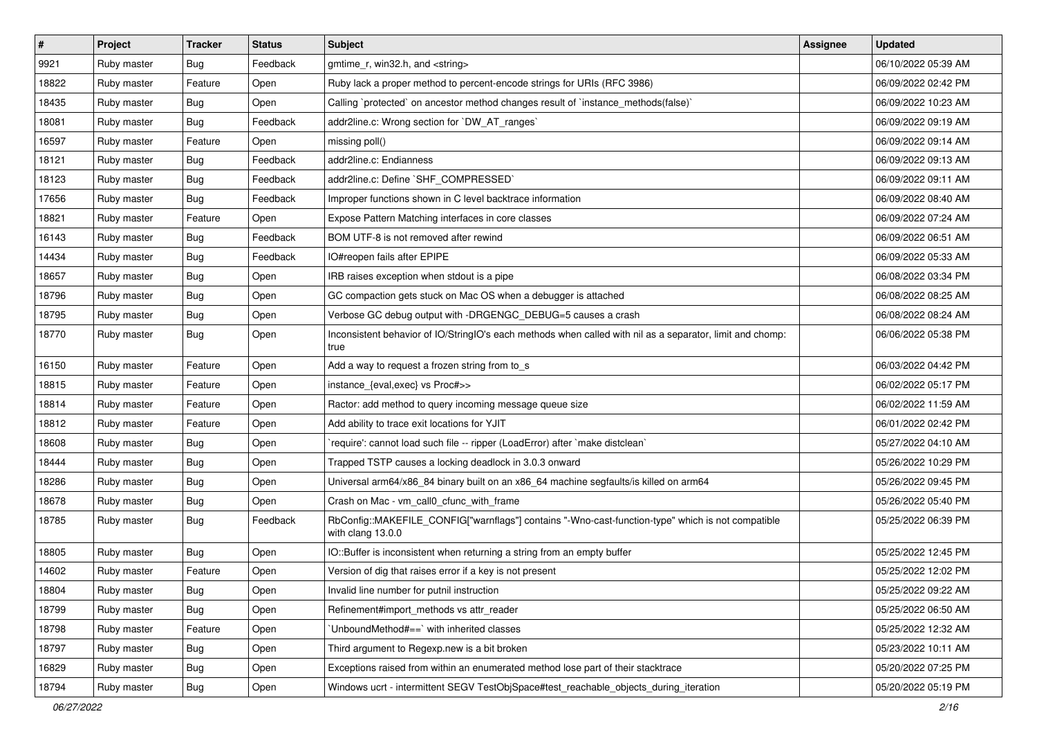| # | Project | Tracker | Status | Subject | Assignee | Updated |
| --- | --- | --- | --- | --- | --- | --- |
| 9921 | Ruby master | Bug | Feedback | gmtime_r, win32.h, and <string> | | 06/10/2022 05:39 AM |
| 18822 | Ruby master | Feature | Open | Ruby lack a proper method to percent-encode strings for URIs (RFC 3986) | | 06/09/2022 02:42 PM |
| 18435 | Ruby master | Bug | Open | Calling `protected` on ancestor method changes result of `instance_methods(false)` | | 06/09/2022 10:23 AM |
| 18081 | Ruby master | Bug | Feedback | addr2line.c: Wrong section for `DW_AT_ranges` | | 06/09/2022 09:19 AM |
| 16597 | Ruby master | Feature | Open | missing poll() | | 06/09/2022 09:14 AM |
| 18121 | Ruby master | Bug | Feedback | addr2line.c: Endianness | | 06/09/2022 09:13 AM |
| 18123 | Ruby master | Bug | Feedback | addr2line.c: Define `SHF_COMPRESSED` | | 06/09/2022 09:11 AM |
| 17656 | Ruby master | Bug | Feedback | Improper functions shown in C level backtrace information | | 06/09/2022 08:40 AM |
| 18821 | Ruby master | Feature | Open | Expose Pattern Matching interfaces in core classes | | 06/09/2022 07:24 AM |
| 16143 | Ruby master | Bug | Feedback | BOM UTF-8 is not removed after rewind | | 06/09/2022 06:51 AM |
| 14434 | Ruby master | Bug | Feedback | IO#reopen fails after EPIPE | | 06/09/2022 05:33 AM |
| 18657 | Ruby master | Bug | Open | IRB raises exception when stdout is a pipe | | 06/08/2022 03:34 PM |
| 18796 | Ruby master | Bug | Open | GC compaction gets stuck on Mac OS when a debugger is attached | | 06/08/2022 08:25 AM |
| 18795 | Ruby master | Bug | Open | Verbose GC debug output with -DRGENGC_DEBUG=5 causes a crash | | 06/08/2022 08:24 AM |
| 18770 | Ruby master | Bug | Open | Inconsistent behavior of IO/StringIO's each methods when called with nil as a separator, limit and chomp: true | | 06/06/2022 05:38 PM |
| 16150 | Ruby master | Feature | Open | Add a way to request a frozen string from to_s | | 06/03/2022 04:42 PM |
| 18815 | Ruby master | Feature | Open | instance_{eval,exec} vs Proc#>> | | 06/02/2022 05:17 PM |
| 18814 | Ruby master | Feature | Open | Ractor: add method to query incoming message queue size | | 06/02/2022 11:59 AM |
| 18812 | Ruby master | Feature | Open | Add ability to trace exit locations for YJIT | | 06/01/2022 02:42 PM |
| 18608 | Ruby master | Bug | Open | `require': cannot load such file -- ripper (LoadError) after `make distclean` | | 05/27/2022 04:10 AM |
| 18444 | Ruby master | Bug | Open | Trapped TSTP causes a locking deadlock in 3.0.3 onward | | 05/26/2022 10:29 PM |
| 18286 | Ruby master | Bug | Open | Universal arm64/x86_84 binary built on an x86_64 machine segfaults/is killed on arm64 | | 05/26/2022 09:45 PM |
| 18678 | Ruby master | Bug | Open | Crash on Mac - vm_call0_cfunc_with_frame | | 05/26/2022 05:40 PM |
| 18785 | Ruby master | Bug | Feedback | RbConfig::MAKEFILE_CONFIG["warnflags"] contains "-Wno-cast-function-type" which is not compatible with clang 13.0.0 | | 05/25/2022 06:39 PM |
| 18805 | Ruby master | Bug | Open | IO::Buffer is inconsistent when returning a string from an empty buffer | | 05/25/2022 12:45 PM |
| 14602 | Ruby master | Feature | Open | Version of dig that raises error if a key is not present | | 05/25/2022 12:02 PM |
| 18804 | Ruby master | Bug | Open | Invalid line number for putnil instruction | | 05/25/2022 09:22 AM |
| 18799 | Ruby master | Bug | Open | Refinement#import_methods vs attr_reader | | 05/25/2022 06:50 AM |
| 18798 | Ruby master | Feature | Open | `UnboundMethod#==` with inherited classes | | 05/25/2022 12:32 AM |
| 18797 | Ruby master | Bug | Open | Third argument to Regexp.new is a bit broken | | 05/23/2022 10:11 AM |
| 16829 | Ruby master | Bug | Open | Exceptions raised from within an enumerated method lose part of their stacktrace | | 05/20/2022 07:25 PM |
| 18794 | Ruby master | Bug | Open | Windows ucrt - intermittent SEGV TestObjSpace#test_reachable_objects_during_iteration | | 05/20/2022 05:19 PM |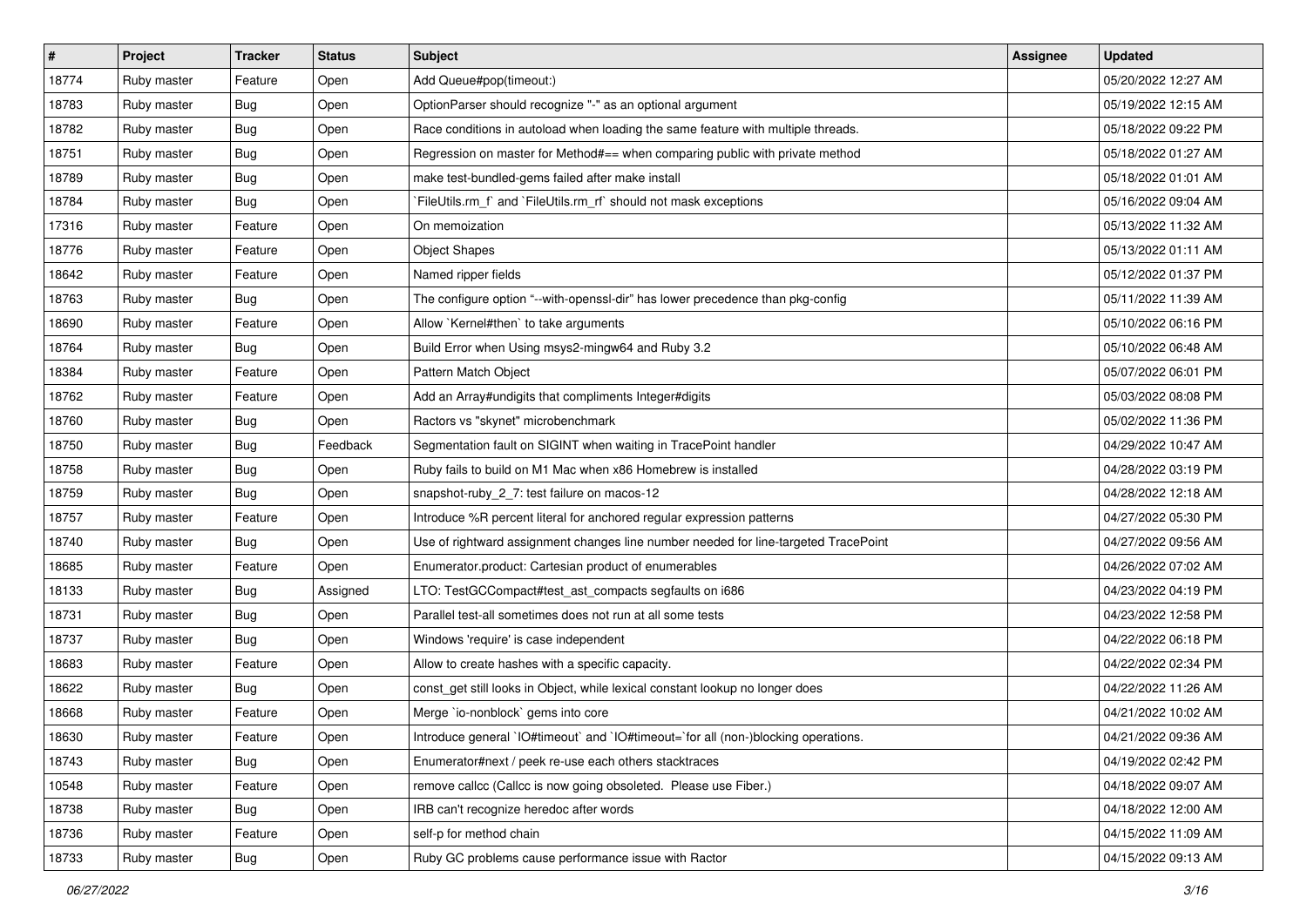| # | Project | Tracker | Status | Subject | Assignee | Updated |
|---|---|---|---|---|---|---|
| 18774 | Ruby master | Feature | Open | Add Queue#pop(timeout:) | | 05/20/2022 12:27 AM |
| 18783 | Ruby master | Bug | Open | OptionParser should recognize "-" as an optional argument | | 05/19/2022 12:15 AM |
| 18782 | Ruby master | Bug | Open | Race conditions in autoload when loading the same feature with multiple threads. | | 05/18/2022 09:22 PM |
| 18751 | Ruby master | Bug | Open | Regression on master for Method#== when comparing public with private method | | 05/18/2022 01:27 AM |
| 18789 | Ruby master | Bug | Open | make test-bundled-gems failed after make install | | 05/18/2022 01:01 AM |
| 18784 | Ruby master | Bug | Open | `FileUtils.rm_f` and `FileUtils.rm_rf` should not mask exceptions | | 05/16/2022 09:04 AM |
| 17316 | Ruby master | Feature | Open | On memoization | | 05/13/2022 11:32 AM |
| 18776 | Ruby master | Feature | Open | Object Shapes | | 05/13/2022 01:11 AM |
| 18642 | Ruby master | Feature | Open | Named ripper fields | | 05/12/2022 01:37 PM |
| 18763 | Ruby master | Bug | Open | The configure option "--with-openssl-dir" has lower precedence than pkg-config | | 05/11/2022 11:39 AM |
| 18690 | Ruby master | Feature | Open | Allow `Kernel#then` to take arguments | | 05/10/2022 06:16 PM |
| 18764 | Ruby master | Bug | Open | Build Error when Using msys2-mingw64 and Ruby 3.2 | | 05/10/2022 06:48 AM |
| 18384 | Ruby master | Feature | Open | Pattern Match Object | | 05/07/2022 06:01 PM |
| 18762 | Ruby master | Feature | Open | Add an Array#undigits that compliments Integer#digits | | 05/03/2022 08:08 PM |
| 18760 | Ruby master | Bug | Open | Ractors vs "skynet" microbenchmark | | 05/02/2022 11:36 PM |
| 18750 | Ruby master | Bug | Feedback | Segmentation fault on SIGINT when waiting in TracePoint handler | | 04/29/2022 10:47 AM |
| 18758 | Ruby master | Bug | Open | Ruby fails to build on M1 Mac when x86 Homebrew is installed | | 04/28/2022 03:19 PM |
| 18759 | Ruby master | Bug | Open | snapshot-ruby_2_7: test failure on macos-12 | | 04/28/2022 12:18 AM |
| 18757 | Ruby master | Feature | Open | Introduce %R percent literal for anchored regular expression patterns | | 04/27/2022 05:30 PM |
| 18740 | Ruby master | Bug | Open | Use of rightward assignment changes line number needed for line-targeted TracePoint | | 04/27/2022 09:56 AM |
| 18685 | Ruby master | Feature | Open | Enumerator.product: Cartesian product of enumerables | | 04/26/2022 07:02 AM |
| 18133 | Ruby master | Bug | Assigned | LTO: TestGCCompact#test_ast_compacts segfaults on i686 | | 04/23/2022 04:19 PM |
| 18731 | Ruby master | Bug | Open | Parallel test-all sometimes does not run at all some tests | | 04/23/2022 12:58 PM |
| 18737 | Ruby master | Bug | Open | Windows 'require' is case independent | | 04/22/2022 06:18 PM |
| 18683 | Ruby master | Feature | Open | Allow to create hashes with a specific capacity. | | 04/22/2022 02:34 PM |
| 18622 | Ruby master | Bug | Open | const_get still looks in Object, while lexical constant lookup no longer does | | 04/22/2022 11:26 AM |
| 18668 | Ruby master | Feature | Open | Merge `io-nonblock` gems into core | | 04/21/2022 10:02 AM |
| 18630 | Ruby master | Feature | Open | Introduce general `IO#timeout` and `IO#timeout=`for all (non-)blocking operations. | | 04/21/2022 09:36 AM |
| 18743 | Ruby master | Bug | Open | Enumerator#next / peek re-use each others stacktraces | | 04/19/2022 02:42 PM |
| 10548 | Ruby master | Feature | Open | remove callcc (Callcc is now going obsoleted. Please use Fiber.) | | 04/18/2022 09:07 AM |
| 18738 | Ruby master | Bug | Open | IRB can't recognize heredoc after words | | 04/18/2022 12:00 AM |
| 18736 | Ruby master | Feature | Open | self-p for method chain | | 04/15/2022 11:09 AM |
| 18733 | Ruby master | Bug | Open | Ruby GC problems cause performance issue with Ractor | | 04/15/2022 09:13 AM |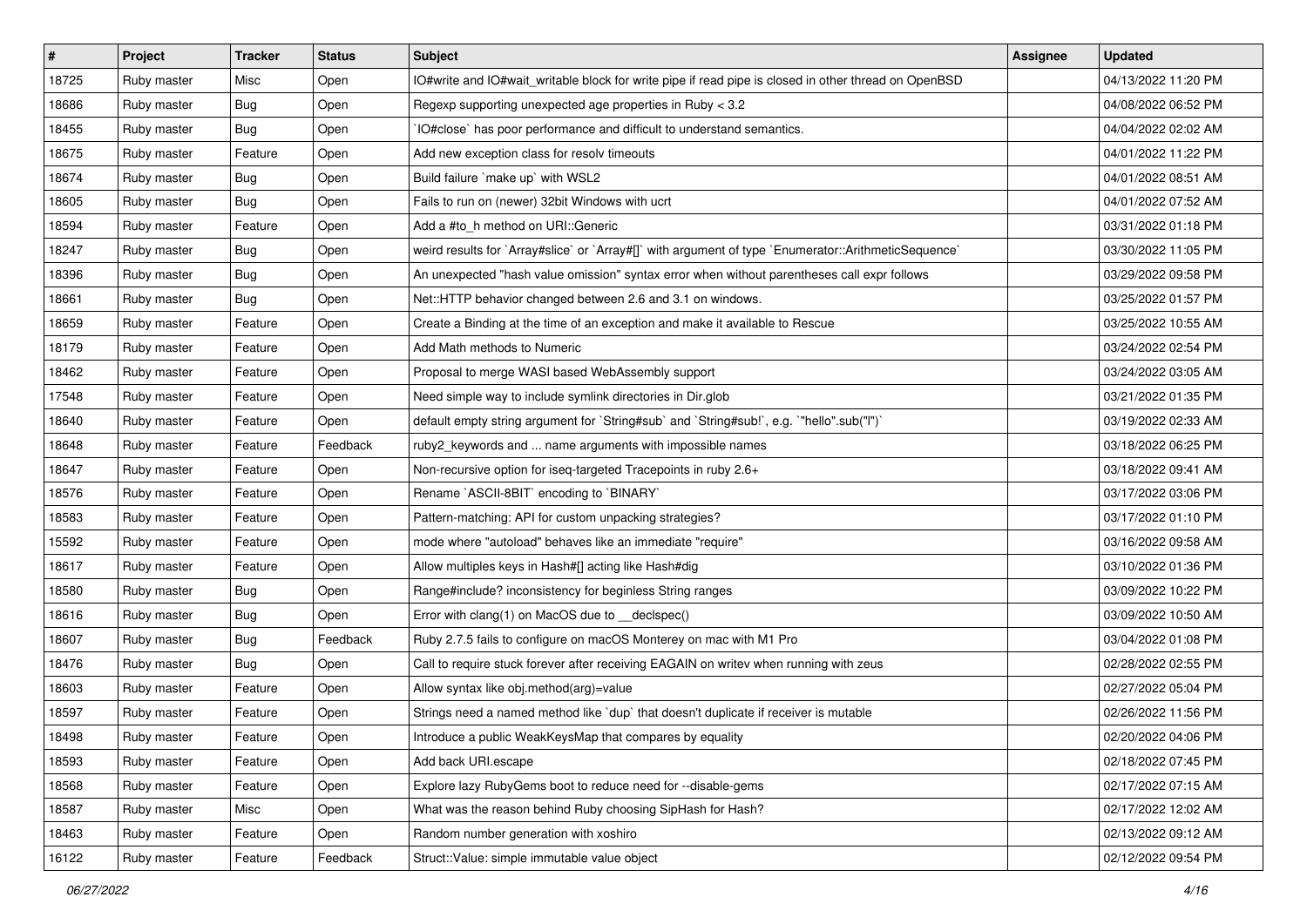| # | Project | Tracker | Status | Subject | Assignee | Updated |
|---|---|---|---|---|---|---|
| 18725 | Ruby master | Misc | Open | IO#write and IO#wait_writable block for write pipe if read pipe is closed in other thread on OpenBSD | | 04/13/2022 11:20 PM |
| 18686 | Ruby master | Bug | Open | Regexp supporting unexpected age properties in Ruby < 3.2 | | 04/08/2022 06:52 PM |
| 18455 | Ruby master | Bug | Open | `IO#close` has poor performance and difficult to understand semantics. | | 04/04/2022 02:02 AM |
| 18675 | Ruby master | Feature | Open | Add new exception class for resolv timeouts | | 04/01/2022 11:22 PM |
| 18674 | Ruby master | Bug | Open | Build failure `make up` with WSL2 | | 04/01/2022 08:51 AM |
| 18605 | Ruby master | Bug | Open | Fails to run on (newer) 32bit Windows with ucrt | | 04/01/2022 07:52 AM |
| 18594 | Ruby master | Feature | Open | Add a #to_h method on URI::Generic | | 03/31/2022 01:18 PM |
| 18247 | Ruby master | Bug | Open | weird results for `Array#slice` or `Array#[]` with argument of type `Enumerator::ArithmeticSequence` | | 03/30/2022 11:05 PM |
| 18396 | Ruby master | Bug | Open | An unexpected "hash value omission" syntax error when without parentheses call expr follows | | 03/29/2022 09:58 PM |
| 18661 | Ruby master | Bug | Open | Net::HTTP behavior changed between 2.6 and 3.1 on windows. | | 03/25/2022 01:57 PM |
| 18659 | Ruby master | Feature | Open | Create a Binding at the time of an exception and make it available to Rescue | | 03/25/2022 10:55 AM |
| 18179 | Ruby master | Feature | Open | Add Math methods to Numeric | | 03/24/2022 02:54 PM |
| 18462 | Ruby master | Feature | Open | Proposal to merge WASI based WebAssembly support | | 03/24/2022 03:05 AM |
| 17548 | Ruby master | Feature | Open | Need simple way to include symlink directories in Dir.glob | | 03/21/2022 01:35 PM |
| 18640 | Ruby master | Feature | Open | default empty string argument for `String#sub` and `String#sub!`, e.g. `"hello".sub("l")` | | 03/19/2022 02:33 AM |
| 18648 | Ruby master | Feature | Feedback | ruby2_keywords and ... name arguments with impossible names | | 03/18/2022 06:25 PM |
| 18647 | Ruby master | Feature | Open | Non-recursive option for iseq-targeted Tracepoints in ruby 2.6+ | | 03/18/2022 09:41 AM |
| 18576 | Ruby master | Feature | Open | Rename `ASCII-8BIT` encoding to `BINARY` | | 03/17/2022 03:06 PM |
| 18583 | Ruby master | Feature | Open | Pattern-matching: API for custom unpacking strategies? | | 03/17/2022 01:10 PM |
| 15592 | Ruby master | Feature | Open | mode where "autoload" behaves like an immediate "require" | | 03/16/2022 09:58 AM |
| 18617 | Ruby master | Feature | Open | Allow multiples keys in Hash#[] acting like Hash#dig | | 03/10/2022 01:36 PM |
| 18580 | Ruby master | Bug | Open | Range#include? inconsistency for beginless String ranges | | 03/09/2022 10:22 PM |
| 18616 | Ruby master | Bug | Open | Error with clang(1) on MacOS due to __declspec() | | 03/09/2022 10:50 AM |
| 18607 | Ruby master | Bug | Feedback | Ruby 2.7.5 fails to configure on macOS Monterey on mac with M1 Pro | | 03/04/2022 01:08 PM |
| 18476 | Ruby master | Bug | Open | Call to require stuck forever after receiving EAGAIN on writev when running with zeus | | 02/28/2022 02:55 PM |
| 18603 | Ruby master | Feature | Open | Allow syntax like obj.method(arg)=value | | 02/27/2022 05:04 PM |
| 18597 | Ruby master | Feature | Open | Strings need a named method like `dup` that doesn't duplicate if receiver is mutable | | 02/26/2022 11:56 PM |
| 18498 | Ruby master | Feature | Open | Introduce a public WeakKeysMap that compares by equality | | 02/20/2022 04:06 PM |
| 18593 | Ruby master | Feature | Open | Add back URI.escape | | 02/18/2022 07:45 PM |
| 18568 | Ruby master | Feature | Open | Explore lazy RubyGems boot to reduce need for --disable-gems | | 02/17/2022 07:15 AM |
| 18587 | Ruby master | Misc | Open | What was the reason behind Ruby choosing SipHash for Hash? | | 02/17/2022 12:02 AM |
| 18463 | Ruby master | Feature | Open | Random number generation with xoshiro | | 02/13/2022 09:12 AM |
| 16122 | Ruby master | Feature | Feedback | Struct::Value: simple immutable value object | | 02/12/2022 09:54 PM |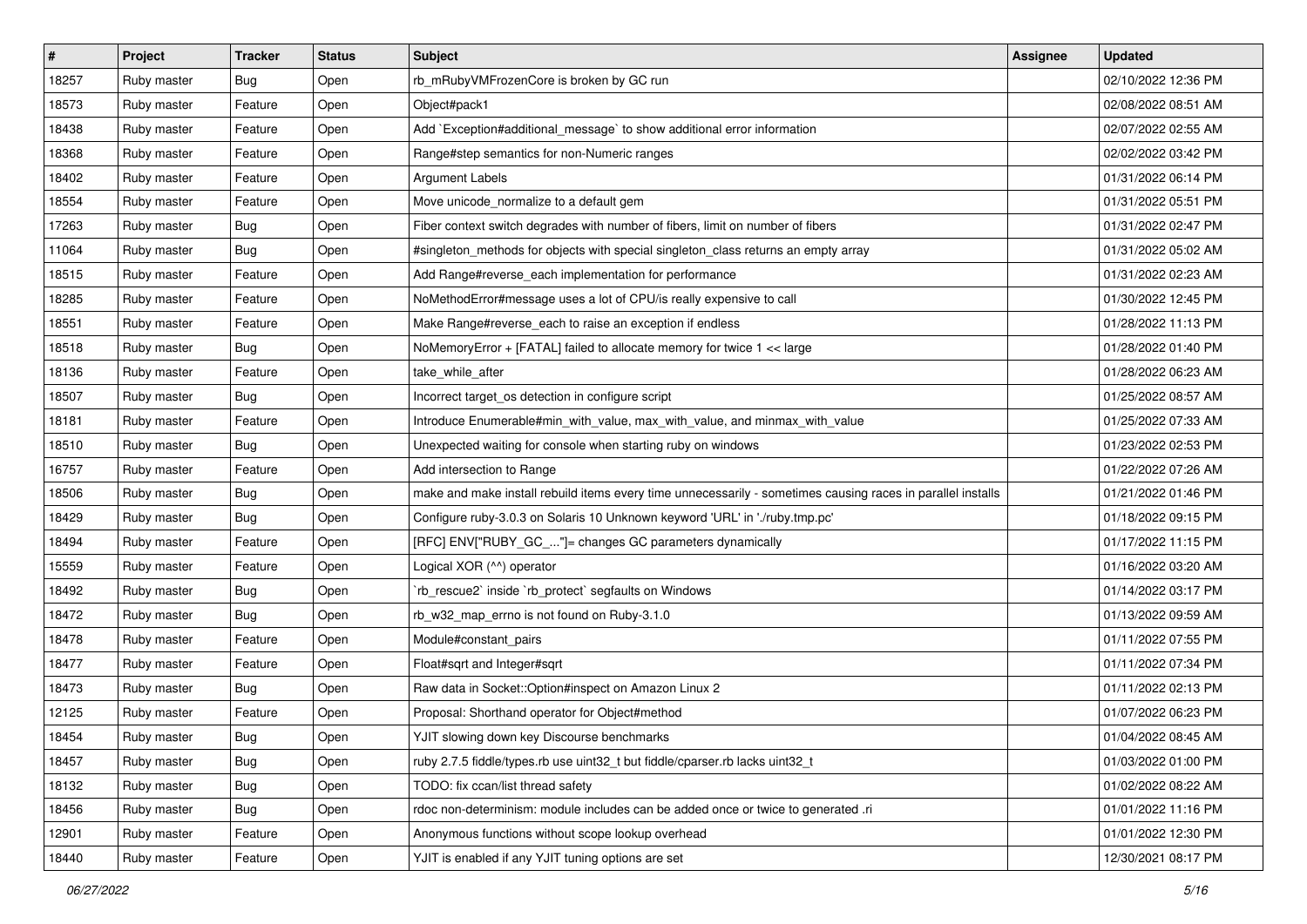| # | Project | Tracker | Status | Subject | Assignee | Updated |
| --- | --- | --- | --- | --- | --- | --- |
| 18257 | Ruby master | Bug | Open | rb_mRubyVMFrozenCore is broken by GC run | | 02/10/2022 12:36 PM |
| 18573 | Ruby master | Feature | Open | Object#pack1 | | 02/08/2022 08:51 AM |
| 18438 | Ruby master | Feature | Open | Add `Exception#additional_message` to show additional error information | | 02/07/2022 02:55 AM |
| 18368 | Ruby master | Feature | Open | Range#step semantics for non-Numeric ranges | | 02/02/2022 03:42 PM |
| 18402 | Ruby master | Feature | Open | Argument Labels | | 01/31/2022 06:14 PM |
| 18554 | Ruby master | Feature | Open | Move unicode_normalize to a default gem | | 01/31/2022 05:51 PM |
| 17263 | Ruby master | Bug | Open | Fiber context switch degrades with number of fibers, limit on number of fibers | | 01/31/2022 02:47 PM |
| 11064 | Ruby master | Bug | Open | #singleton_methods for objects with special singleton_class returns an empty array | | 01/31/2022 05:02 AM |
| 18515 | Ruby master | Feature | Open | Add Range#reverse_each implementation for performance | | 01/31/2022 02:23 AM |
| 18285 | Ruby master | Feature | Open | NoMethodError#message uses a lot of CPU/is really expensive to call | | 01/30/2022 12:45 PM |
| 18551 | Ruby master | Feature | Open | Make Range#reverse_each to raise an exception if endless | | 01/28/2022 11:13 PM |
| 18518 | Ruby master | Bug | Open | NoMemoryError + [FATAL] failed to allocate memory for twice 1 << large | | 01/28/2022 01:40 PM |
| 18136 | Ruby master | Feature | Open | take_while_after | | 01/28/2022 06:23 AM |
| 18507 | Ruby master | Bug | Open | Incorrect target_os detection in configure script | | 01/25/2022 08:57 AM |
| 18181 | Ruby master | Feature | Open | Introduce Enumerable#min_with_value, max_with_value, and minmax_with_value | | 01/25/2022 07:33 AM |
| 18510 | Ruby master | Bug | Open | Unexpected waiting for console when starting ruby on windows | | 01/23/2022 02:53 PM |
| 16757 | Ruby master | Feature | Open | Add intersection to Range | | 01/22/2022 07:26 AM |
| 18506 | Ruby master | Bug | Open | make and make install rebuild items every time unnecessarily - sometimes causing races in parallel installs | | 01/21/2022 01:46 PM |
| 18429 | Ruby master | Bug | Open | Configure ruby-3.0.3 on Solaris 10 Unknown keyword 'URL' in './ruby.tmp.pc' | | 01/18/2022 09:15 PM |
| 18494 | Ruby master | Feature | Open | [RFC] ENV["RUBY_GC_..."]= changes GC parameters dynamically | | 01/17/2022 11:15 PM |
| 15559 | Ruby master | Feature | Open | Logical XOR (^^) operator | | 01/16/2022 03:20 AM |
| 18492 | Ruby master | Bug | Open | `rb_rescue2` inside `rb_protect` segfaults on Windows | | 01/14/2022 03:17 PM |
| 18472 | Ruby master | Bug | Open | rb_w32_map_errno is not found on Ruby-3.1.0 | | 01/13/2022 09:59 AM |
| 18478 | Ruby master | Feature | Open | Module#constant_pairs | | 01/11/2022 07:55 PM |
| 18477 | Ruby master | Feature | Open | Float#sqrt and Integer#sqrt | | 01/11/2022 07:34 PM |
| 18473 | Ruby master | Bug | Open | Raw data in Socket::Option#inspect on Amazon Linux 2 | | 01/11/2022 02:13 PM |
| 12125 | Ruby master | Feature | Open | Proposal: Shorthand operator for Object#method | | 01/07/2022 06:23 PM |
| 18454 | Ruby master | Bug | Open | YJIT slowing down key Discourse benchmarks | | 01/04/2022 08:45 AM |
| 18457 | Ruby master | Bug | Open | ruby 2.7.5 fiddle/types.rb use uint32_t but fiddle/cparser.rb lacks uint32_t | | 01/03/2022 01:00 PM |
| 18132 | Ruby master | Bug | Open | TODO: fix ccan/list thread safety | | 01/02/2022 08:22 AM |
| 18456 | Ruby master | Bug | Open | rdoc non-determinism: module includes can be added once or twice to generated .ri | | 01/01/2022 11:16 PM |
| 12901 | Ruby master | Feature | Open | Anonymous functions without scope lookup overhead | | 01/01/2022 12:30 PM |
| 18440 | Ruby master | Feature | Open | YJIT is enabled if any YJIT tuning options are set | | 12/30/2021 08:17 PM |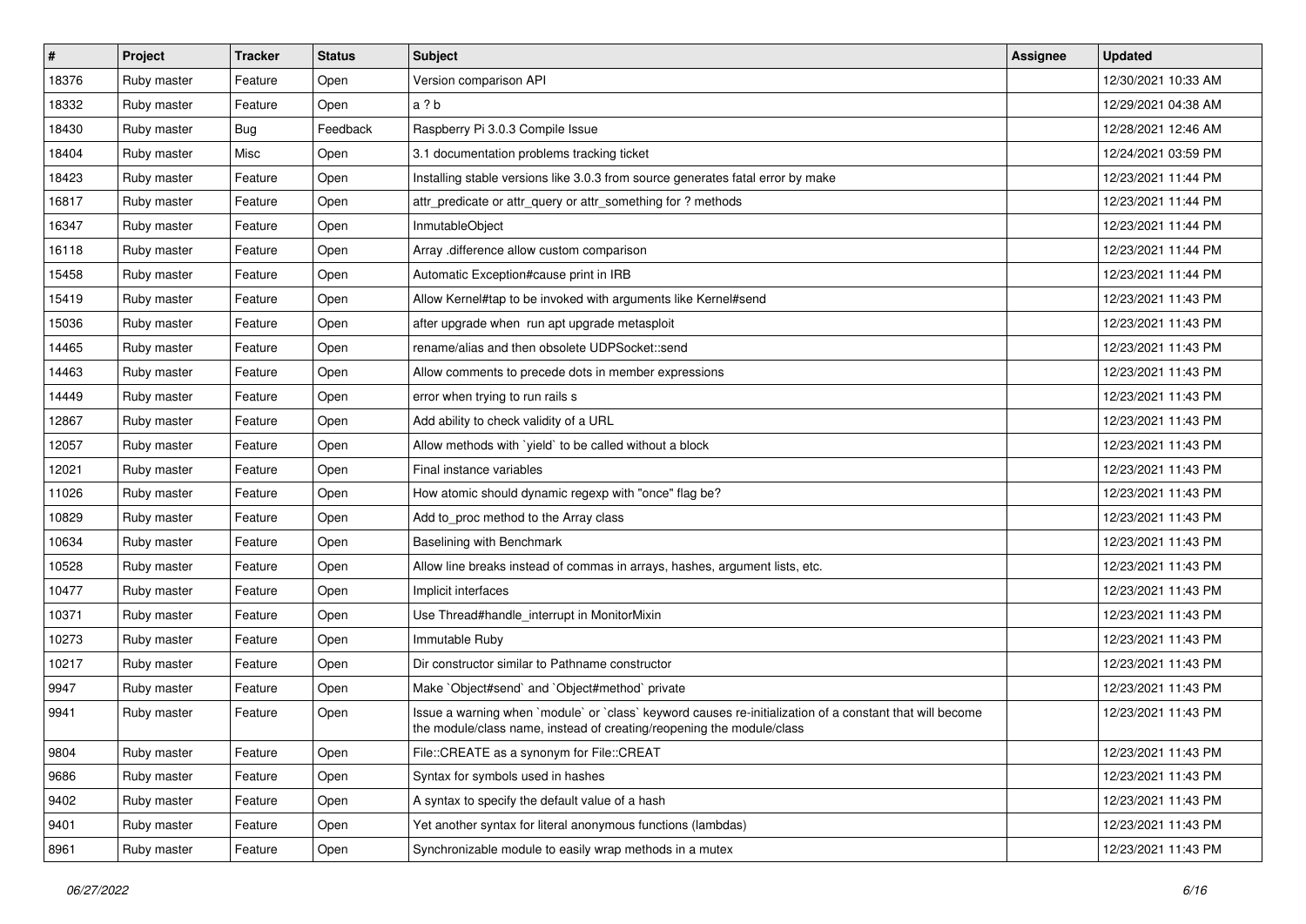| # | Project | Tracker | Status | Subject | Assignee | Updated |
| --- | --- | --- | --- | --- | --- | --- |
| 18376 | Ruby master | Feature | Open | Version comparison API | | 12/30/2021 10:33 AM |
| 18332 | Ruby master | Feature | Open | a ? b | | 12/29/2021 04:38 AM |
| 18430 | Ruby master | Bug | Feedback | Raspberry Pi 3.0.3 Compile Issue | | 12/28/2021 12:46 AM |
| 18404 | Ruby master | Misc | Open | 3.1 documentation problems tracking ticket | | 12/24/2021 03:59 PM |
| 18423 | Ruby master | Feature | Open | Installing stable versions like 3.0.3 from source generates fatal error by make | | 12/23/2021 11:44 PM |
| 16817 | Ruby master | Feature | Open | attr_predicate or attr_query or attr_something for ? methods | | 12/23/2021 11:44 PM |
| 16347 | Ruby master | Feature | Open | InmutableObject | | 12/23/2021 11:44 PM |
| 16118 | Ruby master | Feature | Open | Array .difference allow custom comparison | | 12/23/2021 11:44 PM |
| 15458 | Ruby master | Feature | Open | Automatic Exception#cause print in IRB | | 12/23/2021 11:44 PM |
| 15419 | Ruby master | Feature | Open | Allow Kernel#tap to be invoked with arguments like Kernel#send | | 12/23/2021 11:43 PM |
| 15036 | Ruby master | Feature | Open | after upgrade when run apt upgrade metasploit | | 12/23/2021 11:43 PM |
| 14465 | Ruby master | Feature | Open | rename/alias and then obsolete UDPSocket::send | | 12/23/2021 11:43 PM |
| 14463 | Ruby master | Feature | Open | Allow comments to precede dots in member expressions | | 12/23/2021 11:43 PM |
| 14449 | Ruby master | Feature | Open | error when trying to run rails s | | 12/23/2021 11:43 PM |
| 12867 | Ruby master | Feature | Open | Add ability to check validity of a URL | | 12/23/2021 11:43 PM |
| 12057 | Ruby master | Feature | Open | Allow methods with `yield` to be called without a block | | 12/23/2021 11:43 PM |
| 12021 | Ruby master | Feature | Open | Final instance variables | | 12/23/2021 11:43 PM |
| 11026 | Ruby master | Feature | Open | How atomic should dynamic regexp with "once" flag be? | | 12/23/2021 11:43 PM |
| 10829 | Ruby master | Feature | Open | Add to_proc method to the Array class | | 12/23/2021 11:43 PM |
| 10634 | Ruby master | Feature | Open | Baselining with Benchmark | | 12/23/2021 11:43 PM |
| 10528 | Ruby master | Feature | Open | Allow line breaks instead of commas in arrays, hashes, argument lists, etc. | | 12/23/2021 11:43 PM |
| 10477 | Ruby master | Feature | Open | Implicit interfaces | | 12/23/2021 11:43 PM |
| 10371 | Ruby master | Feature | Open | Use Thread#handle_interrupt in MonitorMixin | | 12/23/2021 11:43 PM |
| 10273 | Ruby master | Feature | Open | Immutable Ruby | | 12/23/2021 11:43 PM |
| 10217 | Ruby master | Feature | Open | Dir constructor similar to Pathname constructor | | 12/23/2021 11:43 PM |
| 9947 | Ruby master | Feature | Open | Make `Object#send` and `Object#method` private | | 12/23/2021 11:43 PM |
| 9941 | Ruby master | Feature | Open | Issue a warning when `module` or `class` keyword causes re-initialization of a constant that will become the module/class name, instead of creating/reopening the module/class | | 12/23/2021 11:43 PM |
| 9804 | Ruby master | Feature | Open | File::CREATE as a synonym for File::CREAT | | 12/23/2021 11:43 PM |
| 9686 | Ruby master | Feature | Open | Syntax for symbols used in hashes | | 12/23/2021 11:43 PM |
| 9402 | Ruby master | Feature | Open | A syntax to specify the default value of a hash | | 12/23/2021 11:43 PM |
| 9401 | Ruby master | Feature | Open | Yet another syntax for literal anonymous functions (lambdas) | | 12/23/2021 11:43 PM |
| 8961 | Ruby master | Feature | Open | Synchronizable module to easily wrap methods in a mutex | | 12/23/2021 11:43 PM |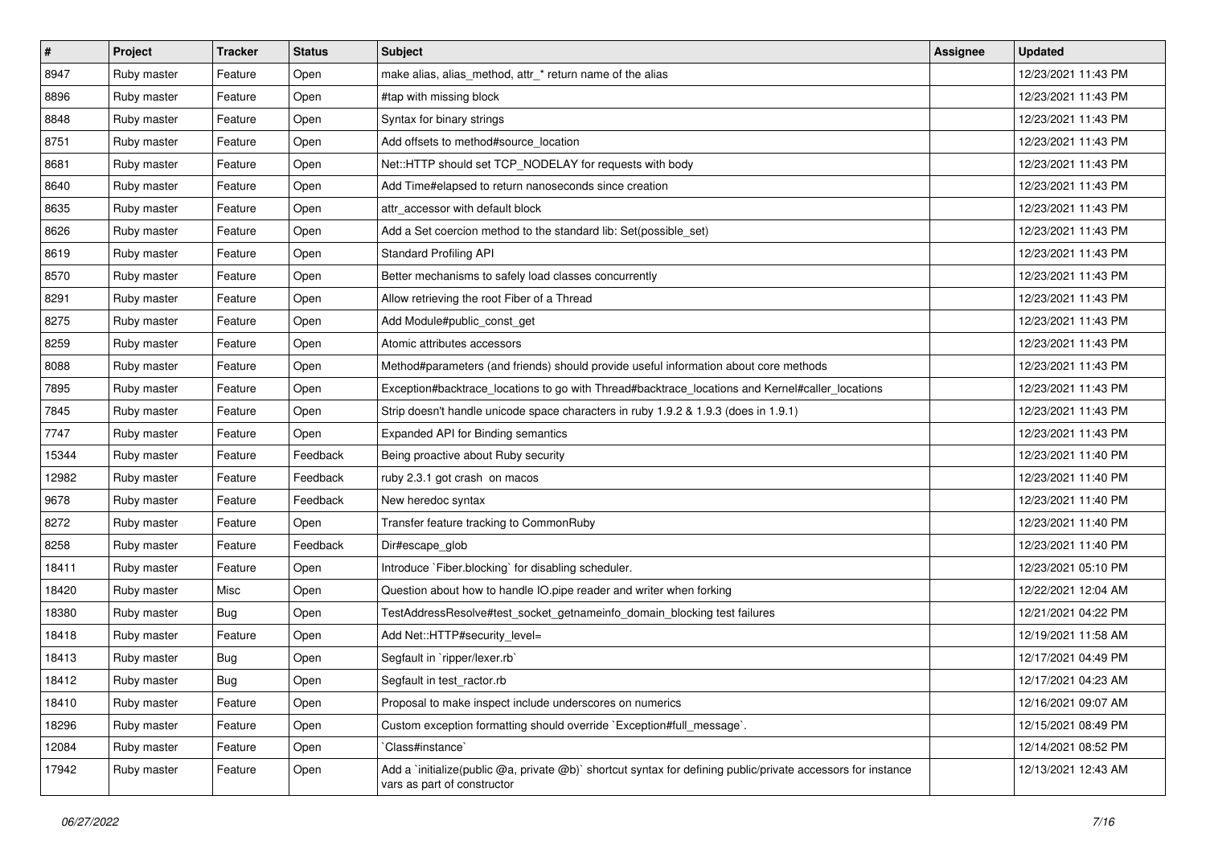| # | Project | Tracker | Status | Subject | Assignee | Updated |
| --- | --- | --- | --- | --- | --- | --- |
| 8947 | Ruby master | Feature | Open | make alias, alias_method, attr_* return name of the alias | | 12/23/2021 11:43 PM |
| 8896 | Ruby master | Feature | Open | #tap with missing block | | 12/23/2021 11:43 PM |
| 8848 | Ruby master | Feature | Open | Syntax for binary strings | | 12/23/2021 11:43 PM |
| 8751 | Ruby master | Feature | Open | Add offsets to method#source_location | | 12/23/2021 11:43 PM |
| 8681 | Ruby master | Feature | Open | Net::HTTP should set TCP_NODELAY for requests with body | | 12/23/2021 11:43 PM |
| 8640 | Ruby master | Feature | Open | Add Time#elapsed to return nanoseconds since creation | | 12/23/2021 11:43 PM |
| 8635 | Ruby master | Feature | Open | attr_accessor with default block | | 12/23/2021 11:43 PM |
| 8626 | Ruby master | Feature | Open | Add a Set coercion method to the standard lib: Set(possible_set) | | 12/23/2021 11:43 PM |
| 8619 | Ruby master | Feature | Open | Standard Profiling API | | 12/23/2021 11:43 PM |
| 8570 | Ruby master | Feature | Open | Better mechanisms to safely load classes concurrently | | 12/23/2021 11:43 PM |
| 8291 | Ruby master | Feature | Open | Allow retrieving the root Fiber of a Thread | | 12/23/2021 11:43 PM |
| 8275 | Ruby master | Feature | Open | Add Module#public_const_get | | 12/23/2021 11:43 PM |
| 8259 | Ruby master | Feature | Open | Atomic attributes accessors | | 12/23/2021 11:43 PM |
| 8088 | Ruby master | Feature | Open | Method#parameters (and friends) should provide useful information about core methods | | 12/23/2021 11:43 PM |
| 7895 | Ruby master | Feature | Open | Exception#backtrace_locations to go with Thread#backtrace_locations and Kernel#caller_locations | | 12/23/2021 11:43 PM |
| 7845 | Ruby master | Feature | Open | Strip doesn't handle unicode space characters in ruby 1.9.2 & 1.9.3 (does in 1.9.1) | | 12/23/2021 11:43 PM |
| 7747 | Ruby master | Feature | Open | Expanded API for Binding semantics | | 12/23/2021 11:43 PM |
| 15344 | Ruby master | Feature | Feedback | Being proactive about Ruby security | | 12/23/2021 11:40 PM |
| 12982 | Ruby master | Feature | Feedback | ruby 2.3.1 got crash on macos | | 12/23/2021 11:40 PM |
| 9678 | Ruby master | Feature | Feedback | New heredoc syntax | | 12/23/2021 11:40 PM |
| 8272 | Ruby master | Feature | Open | Transfer feature tracking to CommonRuby | | 12/23/2021 11:40 PM |
| 8258 | Ruby master | Feature | Feedback | Dir#escape_glob | | 12/23/2021 11:40 PM |
| 18411 | Ruby master | Feature | Open | Introduce `Fiber.blocking` for disabling scheduler. | | 12/23/2021 05:10 PM |
| 18420 | Ruby master | Misc | Open | Question about how to handle IO.pipe reader and writer when forking | | 12/22/2021 12:04 AM |
| 18380 | Ruby master | Bug | Open | TestAddressResolve#test_socket_getnameinfo_domain_blocking test failures | | 12/21/2021 04:22 PM |
| 18418 | Ruby master | Feature | Open | Add Net::HTTP#security_level= | | 12/19/2021 11:58 AM |
| 18413 | Ruby master | Bug | Open | Segfault in `ripper/lexer.rb` | | 12/17/2021 04:49 PM |
| 18412 | Ruby master | Bug | Open | Segfault in test_ractor.rb | | 12/17/2021 04:23 AM |
| 18410 | Ruby master | Feature | Open | Proposal to make inspect include underscores on numerics | | 12/16/2021 09:07 AM |
| 18296 | Ruby master | Feature | Open | Custom exception formatting should override `Exception#full_message`. | | 12/15/2021 08:49 PM |
| 12084 | Ruby master | Feature | Open | `Class#instance` | | 12/14/2021 08:52 PM |
| 17942 | Ruby master | Feature | Open | Add a `initialize(public @a, private @b)` shortcut syntax for defining public/private accessors for instance vars as part of constructor | | 12/13/2021 12:43 AM |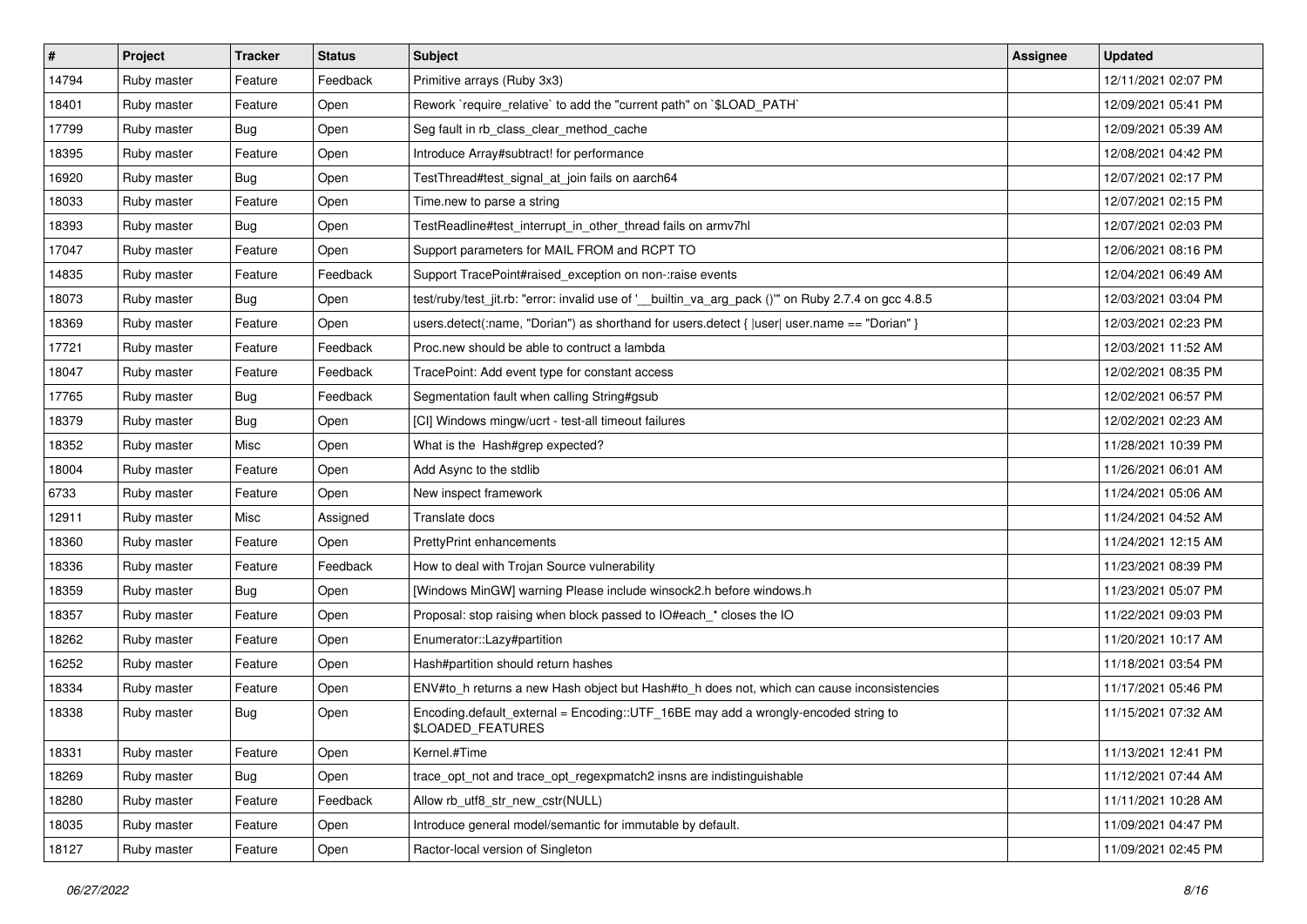| # | Project | Tracker | Status | Subject | Assignee | Updated |
|---|---|---|---|---|---|---|
| 14794 | Ruby master | Feature | Feedback | Primitive arrays (Ruby 3x3) | | 12/11/2021 02:07 PM |
| 18401 | Ruby master | Feature | Open | Rework `require_relative` to add the "current path" on `$LOAD_PATH` | | 12/09/2021 05:41 PM |
| 17799 | Ruby master | Bug | Open | Seg fault in rb_class_clear_method_cache | | 12/09/2021 05:39 AM |
| 18395 | Ruby master | Feature | Open | Introduce Array#subtract! for performance | | 12/08/2021 04:42 PM |
| 16920 | Ruby master | Bug | Open | TestThread#test_signal_at_join fails on aarch64 | | 12/07/2021 02:17 PM |
| 18033 | Ruby master | Feature | Open | Time.new to parse a string | | 12/07/2021 02:15 PM |
| 18393 | Ruby master | Bug | Open | TestReadline#test_interrupt_in_other_thread fails on armv7hl | | 12/07/2021 02:03 PM |
| 17047 | Ruby master | Feature | Open | Support parameters for MAIL FROM and RCPT TO | | 12/06/2021 08:16 PM |
| 14835 | Ruby master | Feature | Feedback | Support TracePoint#raised_exception on non-:raise events | | 12/04/2021 06:49 AM |
| 18073 | Ruby master | Bug | Open | test/ruby/test_jit.rb: "error: invalid use of '__builtin_va_arg_pack ()'" on Ruby 2.7.4 on gcc 4.8.5 | | 12/03/2021 03:04 PM |
| 18369 | Ruby master | Feature | Open | users.detect(:name, "Dorian") as shorthand for users.detect { \|user\| user.name == "Dorian" } | | 12/03/2021 02:23 PM |
| 17721 | Ruby master | Feature | Feedback | Proc.new should be able to contruct a lambda | | 12/03/2021 11:52 AM |
| 18047 | Ruby master | Feature | Feedback | TracePoint: Add event type for constant access | | 12/02/2021 08:35 PM |
| 17765 | Ruby master | Bug | Feedback | Segmentation fault when calling String#gsub | | 12/02/2021 06:57 PM |
| 18379 | Ruby master | Bug | Open | [CI] Windows mingw/ucrt - test-all timeout failures | | 12/02/2021 02:23 AM |
| 18352 | Ruby master | Misc | Open | What is the Hash#grep expected? | | 11/28/2021 10:39 PM |
| 18004 | Ruby master | Feature | Open | Add Async to the stdlib | | 11/26/2021 06:01 AM |
| 6733 | Ruby master | Feature | Open | New inspect framework | | 11/24/2021 05:06 AM |
| 12911 | Ruby master | Misc | Assigned | Translate docs | | 11/24/2021 04:52 AM |
| 18360 | Ruby master | Feature | Open | PrettyPrint enhancements | | 11/24/2021 12:15 AM |
| 18336 | Ruby master | Feature | Feedback | How to deal with Trojan Source vulnerability | | 11/23/2021 08:39 PM |
| 18359 | Ruby master | Bug | Open | [Windows MinGW] warning Please include winsock2.h before windows.h | | 11/23/2021 05:07 PM |
| 18357 | Ruby master | Feature | Open | Proposal: stop raising when block passed to IO#each_* closes the IO | | 11/22/2021 09:03 PM |
| 18262 | Ruby master | Feature | Open | Enumerator::Lazy#partition | | 11/20/2021 10:17 AM |
| 16252 | Ruby master | Feature | Open | Hash#partition should return hashes | | 11/18/2021 03:54 PM |
| 18334 | Ruby master | Feature | Open | ENV#to_h returns a new Hash object but Hash#to_h does not, which can cause inconsistencies | | 11/17/2021 05:46 PM |
| 18338 | Ruby master | Bug | Open | Encoding.default_external = Encoding::UTF_16BE may add a wrongly-encoded string to $LOADED_FEATURES | | 11/15/2021 07:32 AM |
| 18331 | Ruby master | Feature | Open | Kernel.#Time | | 11/13/2021 12:41 PM |
| 18269 | Ruby master | Bug | Open | trace_opt_not and trace_opt_regexpmatch2 insns are indistinguishable | | 11/12/2021 07:44 AM |
| 18280 | Ruby master | Feature | Feedback | Allow rb_utf8_str_new_cstr(NULL) | | 11/11/2021 10:28 AM |
| 18035 | Ruby master | Feature | Open | Introduce general model/semantic for immutable by default. | | 11/09/2021 04:47 PM |
| 18127 | Ruby master | Feature | Open | Ractor-local version of Singleton | | 11/09/2021 02:45 PM |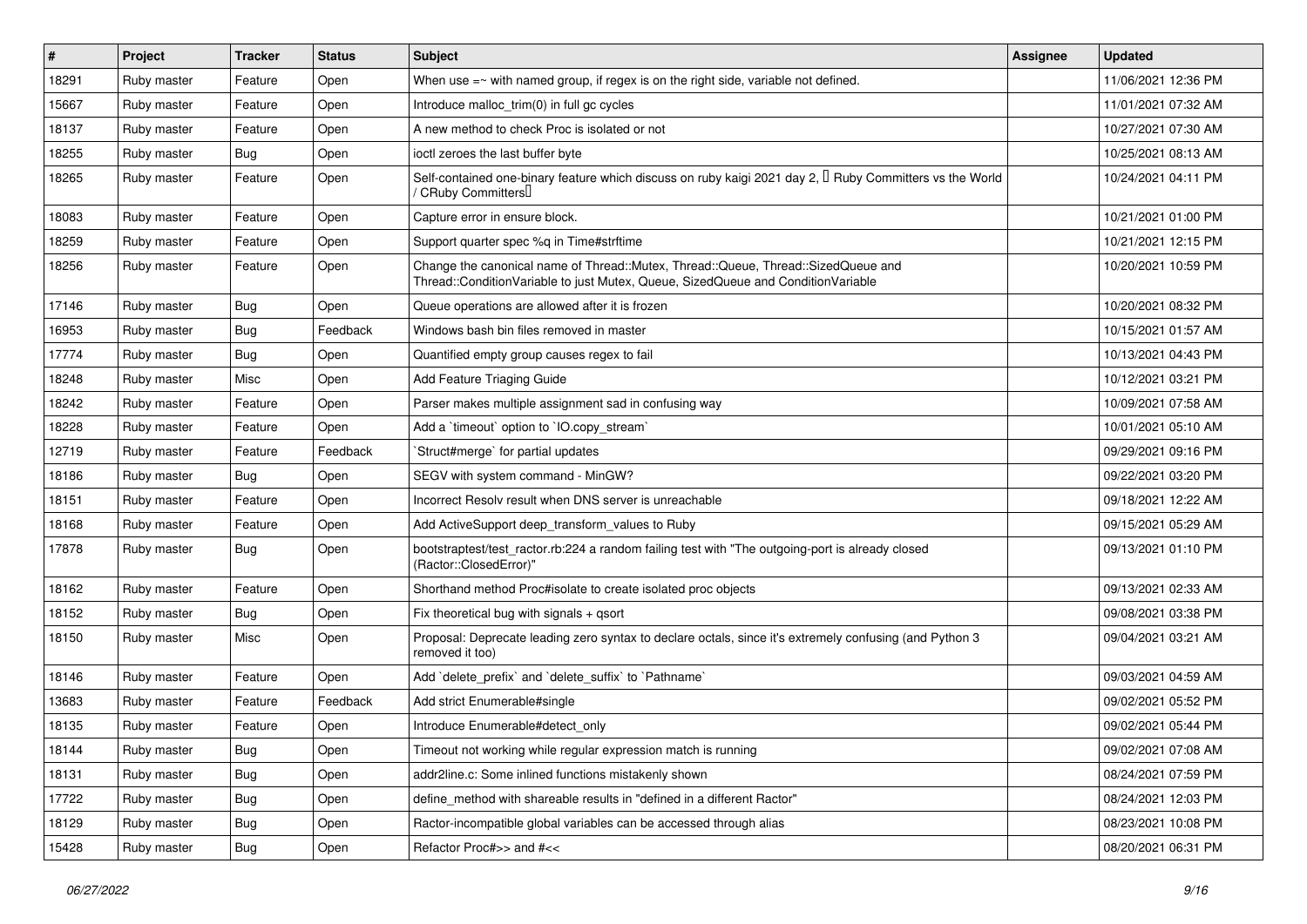| # | Project | Tracker | Status | Subject | Assignee | Updated |
|---|---|---|---|---|---|---|
| 18291 | Ruby master | Feature | Open | When use =~ with named group, if regex is on the right side, variable not defined. | | 11/06/2021 12:36 PM |
| 15667 | Ruby master | Feature | Open | Introduce malloc_trim(0) in full gc cycles | | 11/01/2021 07:32 AM |
| 18137 | Ruby master | Feature | Open | A new method to check Proc is isolated or not | | 10/27/2021 07:30 AM |
| 18255 | Ruby master | Bug | Open | ioctl zeroes the last buffer byte | | 10/25/2021 08:13 AM |
| 18265 | Ruby master | Feature | Open | Self-contained one-binary feature which discuss on ruby kaigi 2021 day 2, 「Ruby Committers vs the World / CRuby Committers」 | | 10/24/2021 04:11 PM |
| 18083 | Ruby master | Feature | Open | Capture error in ensure block. | | 10/21/2021 01:00 PM |
| 18259 | Ruby master | Feature | Open | Support quarter spec %q in Time#strftime | | 10/21/2021 12:15 PM |
| 18256 | Ruby master | Feature | Open | Change the canonical name of Thread::Mutex, Thread::Queue, Thread::SizedQueue and Thread::ConditionVariable to just Mutex, Queue, SizedQueue and ConditionVariable | | 10/20/2021 10:59 PM |
| 17146 | Ruby master | Bug | Open | Queue operations are allowed after it is frozen | | 10/20/2021 08:32 PM |
| 16953 | Ruby master | Bug | Feedback | Windows bash bin files removed in master | | 10/15/2021 01:57 AM |
| 17774 | Ruby master | Bug | Open | Quantified empty group causes regex to fail | | 10/13/2021 04:43 PM |
| 18248 | Ruby master | Misc | Open | Add Feature Triaging Guide | | 10/12/2021 03:21 PM |
| 18242 | Ruby master | Feature | Open | Parser makes multiple assignment sad in confusing way | | 10/09/2021 07:58 AM |
| 18228 | Ruby master | Feature | Open | Add a `timeout` option to `IO.copy_stream` | | 10/01/2021 05:10 AM |
| 12719 | Ruby master | Feature | Feedback | `Struct#merge` for partial updates | | 09/29/2021 09:16 PM |
| 18186 | Ruby master | Bug | Open | SEGV with system command - MinGW? | | 09/22/2021 03:20 PM |
| 18151 | Ruby master | Feature | Open | Incorrect Resolv result when DNS server is unreachable | | 09/18/2021 12:22 AM |
| 18168 | Ruby master | Feature | Open | Add ActiveSupport deep_transform_values to Ruby | | 09/15/2021 05:29 AM |
| 17878 | Ruby master | Bug | Open | bootstraptest/test_ractor.rb:224 a random failing test with "The outgoing-port is already closed (Ractor::ClosedError)" | | 09/13/2021 01:10 PM |
| 18162 | Ruby master | Feature | Open | Shorthand method Proc#isolate to create isolated proc objects | | 09/13/2021 02:33 AM |
| 18152 | Ruby master | Bug | Open | Fix theoretical bug with signals + qsort | | 09/08/2021 03:38 PM |
| 18150 | Ruby master | Misc | Open | Proposal: Deprecate leading zero syntax to declare octals, since it's extremely confusing (and Python 3 removed it too) | | 09/04/2021 03:21 AM |
| 18146 | Ruby master | Feature | Open | Add `delete_prefix` and `delete_suffix` to `Pathname` | | 09/03/2021 04:59 AM |
| 13683 | Ruby master | Feature | Feedback | Add strict Enumerable#single | | 09/02/2021 05:52 PM |
| 18135 | Ruby master | Feature | Open | Introduce Enumerable#detect_only | | 09/02/2021 05:44 PM |
| 18144 | Ruby master | Bug | Open | Timeout not working while regular expression match is running | | 09/02/2021 07:08 AM |
| 18131 | Ruby master | Bug | Open | addr2line.c: Some inlined functions mistakenly shown | | 08/24/2021 07:59 PM |
| 17722 | Ruby master | Bug | Open | define_method with shareable results in "defined in a different Ractor" | | 08/24/2021 12:03 PM |
| 18129 | Ruby master | Bug | Open | Ractor-incompatible global variables can be accessed through alias | | 08/23/2021 10:08 PM |
| 15428 | Ruby master | Bug | Open | Refactor Proc#>> and #<< | | 08/20/2021 06:31 PM |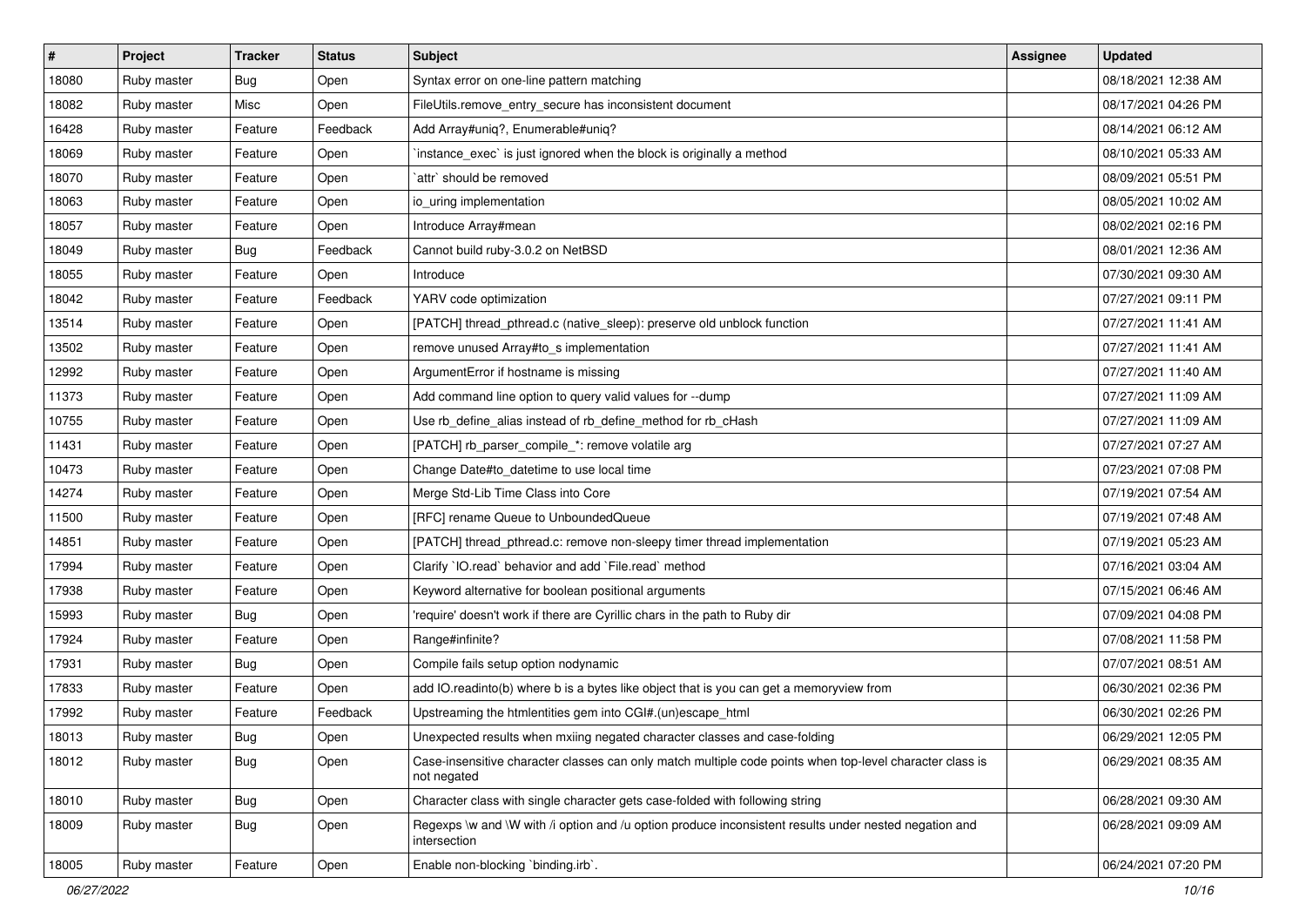| # | Project | Tracker | Status | Subject | Assignee | Updated |
|---|---|---|---|---|---|---|
| 18080 | Ruby master | Bug | Open | Syntax error on one-line pattern matching | | 08/18/2021 12:38 AM |
| 18082 | Ruby master | Misc | Open | FileUtils.remove_entry_secure has inconsistent document | | 08/17/2021 04:26 PM |
| 16428 | Ruby master | Feature | Feedback | Add Array#uniq?, Enumerable#uniq? | | 08/14/2021 06:12 AM |
| 18069 | Ruby master | Feature | Open | `instance_exec` is just ignored when the block is originally a method | | 08/10/2021 05:33 AM |
| 18070 | Ruby master | Feature | Open | `attr` should be removed | | 08/09/2021 05:51 PM |
| 18063 | Ruby master | Feature | Open | io_uring implementation | | 08/05/2021 10:02 AM |
| 18057 | Ruby master | Feature | Open | Introduce Array#mean | | 08/02/2021 02:16 PM |
| 18049 | Ruby master | Bug | Feedback | Cannot build ruby-3.0.2 on NetBSD | | 08/01/2021 12:36 AM |
| 18055 | Ruby master | Feature | Open | Introduce | | 07/30/2021 09:30 AM |
| 18042 | Ruby master | Feature | Feedback | YARV code optimization | | 07/27/2021 09:11 PM |
| 13514 | Ruby master | Feature | Open | [PATCH] thread_pthread.c (native_sleep): preserve old unblock function | | 07/27/2021 11:41 AM |
| 13502 | Ruby master | Feature | Open | remove unused Array#to_s implementation | | 07/27/2021 11:41 AM |
| 12992 | Ruby master | Feature | Open | ArgumentError if hostname is missing | | 07/27/2021 11:40 AM |
| 11373 | Ruby master | Feature | Open | Add command line option to query valid values for --dump | | 07/27/2021 11:09 AM |
| 10755 | Ruby master | Feature | Open | Use rb_define_alias instead of rb_define_method for rb_cHash | | 07/27/2021 11:09 AM |
| 11431 | Ruby master | Feature | Open | [PATCH] rb_parser_compile_*: remove volatile arg | | 07/27/2021 07:27 AM |
| 10473 | Ruby master | Feature | Open | Change Date#to_datetime to use local time | | 07/23/2021 07:08 PM |
| 14274 | Ruby master | Feature | Open | Merge Std-Lib Time Class into Core | | 07/19/2021 07:54 AM |
| 11500 | Ruby master | Feature | Open | [RFC] rename Queue to UnboundedQueue | | 07/19/2021 07:48 AM |
| 14851 | Ruby master | Feature | Open | [PATCH] thread_pthread.c: remove non-sleepy timer thread implementation | | 07/19/2021 05:23 AM |
| 17994 | Ruby master | Feature | Open | Clarify `IO.read` behavior and add `File.read` method | | 07/16/2021 03:04 AM |
| 17938 | Ruby master | Feature | Open | Keyword alternative for boolean positional arguments | | 07/15/2021 06:46 AM |
| 15993 | Ruby master | Bug | Open | 'require' doesn't work if there are Cyrillic chars in the path to Ruby dir | | 07/09/2021 04:08 PM |
| 17924 | Ruby master | Feature | Open | Range#infinite? | | 07/08/2021 11:58 PM |
| 17931 | Ruby master | Bug | Open | Compile fails setup option nodynamic | | 07/07/2021 08:51 AM |
| 17833 | Ruby master | Feature | Open | add IO.readinto(b) where b is a bytes like object that is you can get a memoryview from | | 06/30/2021 02:36 PM |
| 17992 | Ruby master | Feature | Feedback | Upstreaming the htmlentities gem into CGI#.(un)escape_html | | 06/30/2021 02:26 PM |
| 18013 | Ruby master | Bug | Open | Unexpected results when mxiing negated character classes and case-folding | | 06/29/2021 12:05 PM |
| 18012 | Ruby master | Bug | Open | Case-insensitive character classes can only match multiple code points when top-level character class is not negated | | 06/29/2021 08:35 AM |
| 18010 | Ruby master | Bug | Open | Character class with single character gets case-folded with following string | | 06/28/2021 09:30 AM |
| 18009 | Ruby master | Bug | Open | Regexps \w and \W with /i option and /u option produce inconsistent results under nested negation and intersection | | 06/28/2021 09:09 AM |
| 18005 | Ruby master | Feature | Open | Enable non-blocking `binding.irb`. | | 06/24/2021 07:20 PM |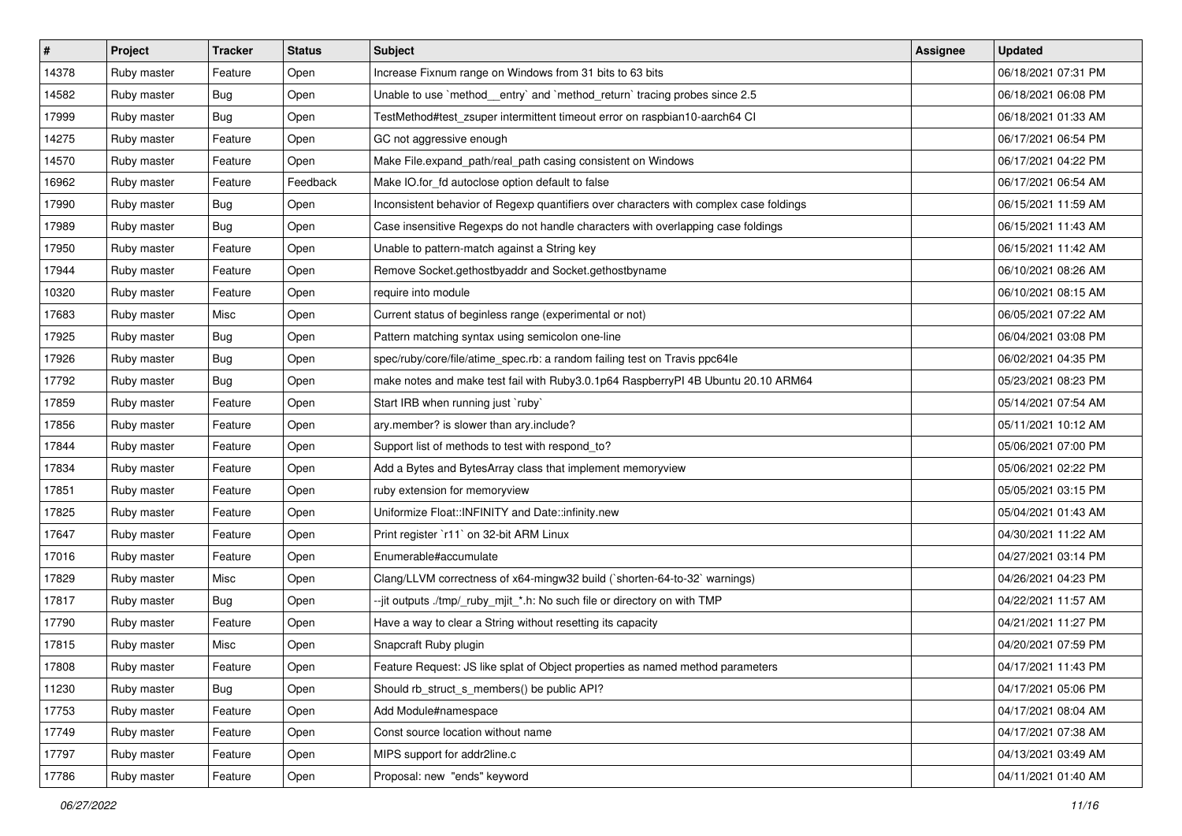| # | Project | Tracker | Status | Subject | Assignee | Updated |
|---|---|---|---|---|---|---|
| 14378 | Ruby master | Feature | Open | Increase Fixnum range on Windows from 31 bits to 63 bits | | 06/18/2021 07:31 PM |
| 14582 | Ruby master | Bug | Open | Unable to use `method__entry` and `method_return` tracing probes since 2.5 | | 06/18/2021 06:08 PM |
| 17999 | Ruby master | Bug | Open | TestMethod#test_zsuper intermittent timeout error on raspbian10-aarch64 CI | | 06/18/2021 01:33 AM |
| 14275 | Ruby master | Feature | Open | GC not aggressive enough | | 06/17/2021 06:54 PM |
| 14570 | Ruby master | Feature | Open | Make File.expand_path/real_path casing consistent on Windows | | 06/17/2021 04:22 PM |
| 16962 | Ruby master | Feature | Feedback | Make IO.for_fd autoclose option default to false | | 06/17/2021 06:54 AM |
| 17990 | Ruby master | Bug | Open | Inconsistent behavior of Regexp quantifiers over characters with complex case foldings | | 06/15/2021 11:59 AM |
| 17989 | Ruby master | Bug | Open | Case insensitive Regexps do not handle characters with overlapping case foldings | | 06/15/2021 11:43 AM |
| 17950 | Ruby master | Feature | Open | Unable to pattern-match against a String key | | 06/15/2021 11:42 AM |
| 17944 | Ruby master | Feature | Open | Remove Socket.gethostbyaddr and Socket.gethostbyname | | 06/10/2021 08:26 AM |
| 10320 | Ruby master | Feature | Open | require into module | | 06/10/2021 08:15 AM |
| 17683 | Ruby master | Misc | Open | Current status of beginless range (experimental or not) | | 06/05/2021 07:22 AM |
| 17925 | Ruby master | Bug | Open | Pattern matching syntax using semicolon one-line | | 06/04/2021 03:08 PM |
| 17926 | Ruby master | Bug | Open | spec/ruby/core/file/atime_spec.rb: a random failing test on Travis ppc64le | | 06/02/2021 04:35 PM |
| 17792 | Ruby master | Bug | Open | make notes and make test fail with Ruby3.0.1p64 RaspberryPI 4B Ubuntu 20.10 ARM64 | | 05/23/2021 08:23 PM |
| 17859 | Ruby master | Feature | Open | Start IRB when running just `ruby` | | 05/14/2021 07:54 AM |
| 17856 | Ruby master | Feature | Open | ary.member? is slower than ary.include? | | 05/11/2021 10:12 AM |
| 17844 | Ruby master | Feature | Open | Support list of methods to test with respond_to? | | 05/06/2021 07:00 PM |
| 17834 | Ruby master | Feature | Open | Add a Bytes and BytesArray class that implement memoryview | | 05/06/2021 02:22 PM |
| 17851 | Ruby master | Feature | Open | ruby extension for memoryview | | 05/05/2021 03:15 PM |
| 17825 | Ruby master | Feature | Open | Uniformize Float::INFINITY and Date::infinity.new | | 05/04/2021 01:43 AM |
| 17647 | Ruby master | Feature | Open | Print register `r11` on 32-bit ARM Linux | | 04/30/2021 11:22 AM |
| 17016 | Ruby master | Feature | Open | Enumerable#accumulate | | 04/27/2021 03:14 PM |
| 17829 | Ruby master | Misc | Open | Clang/LLVM correctness of x64-mingw32 build (`shorten-64-to-32` warnings) | | 04/26/2021 04:23 PM |
| 17817 | Ruby master | Bug | Open | --jit outputs ./tmp/_ruby_mjit_*.h: No such file or directory on with TMP | | 04/22/2021 11:57 AM |
| 17790 | Ruby master | Feature | Open | Have a way to clear a String without resetting its capacity | | 04/21/2021 11:27 PM |
| 17815 | Ruby master | Misc | Open | Snapcraft Ruby plugin | | 04/20/2021 07:59 PM |
| 17808 | Ruby master | Feature | Open | Feature Request: JS like splat of Object properties as named method parameters | | 04/17/2021 11:43 PM |
| 11230 | Ruby master | Bug | Open | Should rb_struct_s_members() be public API? | | 04/17/2021 05:06 PM |
| 17753 | Ruby master | Feature | Open | Add Module#namespace | | 04/17/2021 08:04 AM |
| 17749 | Ruby master | Feature | Open | Const source location without name | | 04/17/2021 07:38 AM |
| 17797 | Ruby master | Feature | Open | MIPS support for addr2line.c | | 04/13/2021 03:49 AM |
| 17786 | Ruby master | Feature | Open | Proposal: new  "ends" keyword | | 04/11/2021 01:40 AM |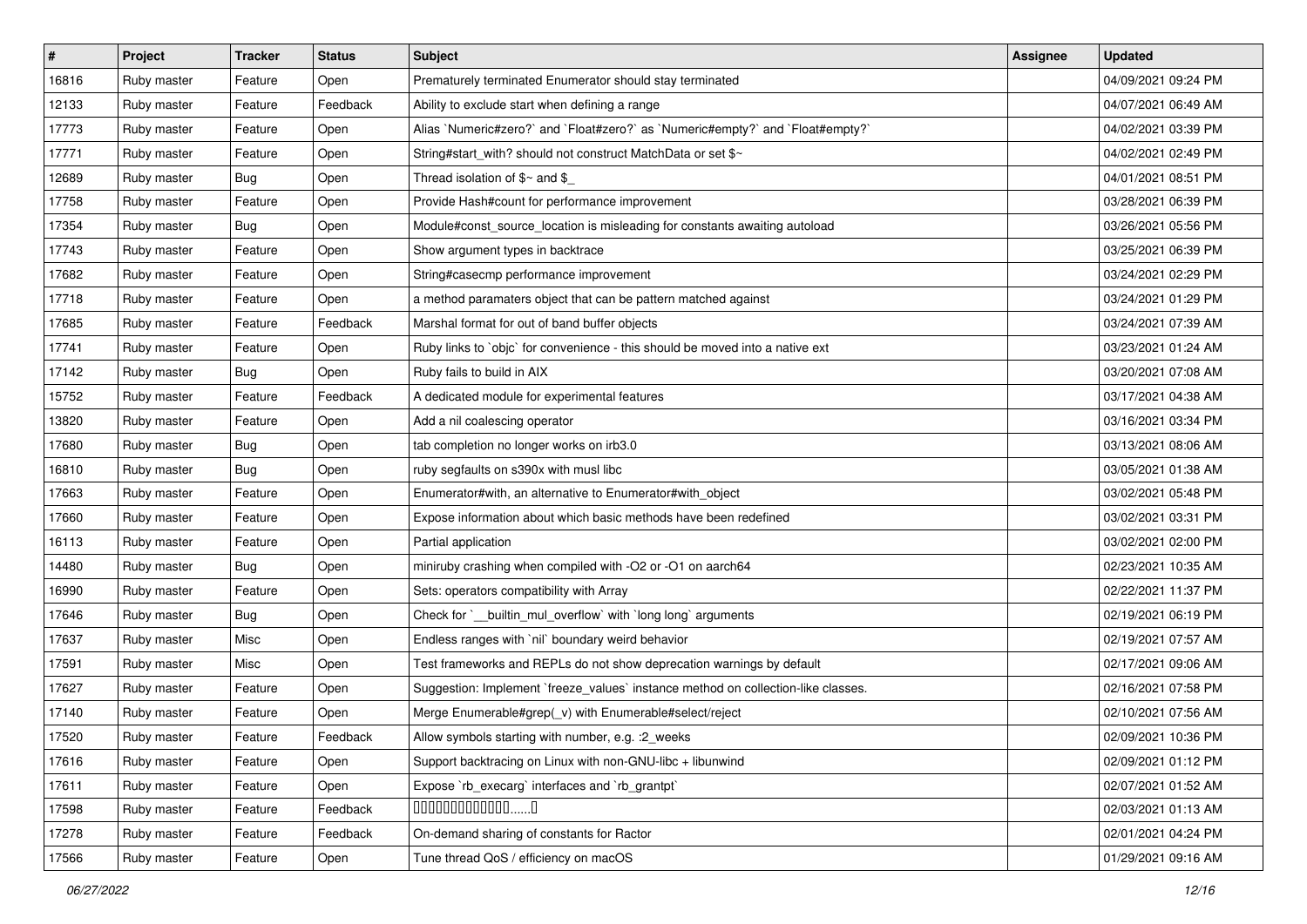| # | Project | Tracker | Status | Subject | Assignee | Updated |
|---|---|---|---|---|---|---|
| 16816 | Ruby master | Feature | Open | Prematurely terminated Enumerator should stay terminated | | 04/09/2021 09:24 PM |
| 12133 | Ruby master | Feature | Feedback | Ability to exclude start when defining a range | | 04/07/2021 06:49 AM |
| 17773 | Ruby master | Feature | Open | Alias `Numeric#zero?` and `Float#zero?` as `Numeric#empty?` and `Float#empty?` | | 04/02/2021 03:39 PM |
| 17771 | Ruby master | Feature | Open | String#start_with? should not construct MatchData or set $~ | | 04/02/2021 02:49 PM |
| 12689 | Ruby master | Bug | Open | Thread isolation of $~ and $_ | | 04/01/2021 08:51 PM |
| 17758 | Ruby master | Feature | Open | Provide Hash#count for performance improvement | | 03/28/2021 06:39 PM |
| 17354 | Ruby master | Bug | Open | Module#const_source_location is misleading for constants awaiting autoload | | 03/26/2021 05:56 PM |
| 17743 | Ruby master | Feature | Open | Show argument types in backtrace | | 03/25/2021 06:39 PM |
| 17682 | Ruby master | Feature | Open | String#casecmp performance improvement | | 03/24/2021 02:29 PM |
| 17718 | Ruby master | Feature | Open | a method paramaters object that can be pattern matched against | | 03/24/2021 01:29 PM |
| 17685 | Ruby master | Feature | Feedback | Marshal format for out of band buffer objects | | 03/24/2021 07:39 AM |
| 17741 | Ruby master | Feature | Open | Ruby links to `objc` for convenience - this should be moved into a native ext | | 03/23/2021 01:24 AM |
| 17142 | Ruby master | Bug | Open | Ruby fails to build in AIX | | 03/20/2021 07:08 AM |
| 15752 | Ruby master | Feature | Feedback | A dedicated module for experimental features | | 03/17/2021 04:38 AM |
| 13820 | Ruby master | Feature | Open | Add a nil coalescing operator | | 03/16/2021 03:34 PM |
| 17680 | Ruby master | Bug | Open | tab completion no longer works on irb3.0 | | 03/13/2021 08:06 AM |
| 16810 | Ruby master | Bug | Open | ruby segfaults on s390x with musl libc | | 03/05/2021 01:38 AM |
| 17663 | Ruby master | Feature | Open | Enumerator#with, an alternative to Enumerator#with_object | | 03/02/2021 05:48 PM |
| 17660 | Ruby master | Feature | Open | Expose information about which basic methods have been redefined | | 03/02/2021 03:31 PM |
| 16113 | Ruby master | Feature | Open | Partial application | | 03/02/2021 02:00 PM |
| 14480 | Ruby master | Bug | Open | miniruby crashing when compiled with -O2 or -O1 on aarch64 | | 02/23/2021 10:35 AM |
| 16990 | Ruby master | Feature | Open | Sets: operators compatibility with Array | | 02/22/2021 11:37 PM |
| 17646 | Ruby master | Bug | Open | Check for `__builtin_mul_overflow` with `long long` arguments | | 02/19/2021 06:19 PM |
| 17637 | Ruby master | Misc | Open | Endless ranges with `nil` boundary weird behavior | | 02/19/2021 07:57 AM |
| 17591 | Ruby master | Misc | Open | Test frameworks and REPLs do not show deprecation warnings by default | | 02/17/2021 09:06 AM |
| 17627 | Ruby master | Feature | Open | Suggestion: Implement `freeze_values` instance method on collection-like classes. | | 02/16/2021 07:58 PM |
| 17140 | Ruby master | Feature | Open | Merge Enumerable#grep(_v) with Enumerable#select/reject | | 02/10/2021 07:56 AM |
| 17520 | Ruby master | Feature | Feedback | Allow symbols starting with number, e.g. :2_weeks | | 02/09/2021 10:36 PM |
| 17616 | Ruby master | Feature | Open | Support backtracing on Linux with non-GNU-libc + libunwind | | 02/09/2021 01:12 PM |
| 17611 | Ruby master | Feature | Open | Expose `rb_execarg` interfaces and `rb_grantpt` | | 02/07/2021 01:52 AM |
| 17598 | Ruby master | Feature | Feedback | □□□□□□□□□□□□……□ | | 02/03/2021 01:13 AM |
| 17278 | Ruby master | Feature | Feedback | On-demand sharing of constants for Ractor | | 02/01/2021 04:24 PM |
| 17566 | Ruby master | Feature | Open | Tune thread QoS / efficiency on macOS | | 01/29/2021 09:16 AM |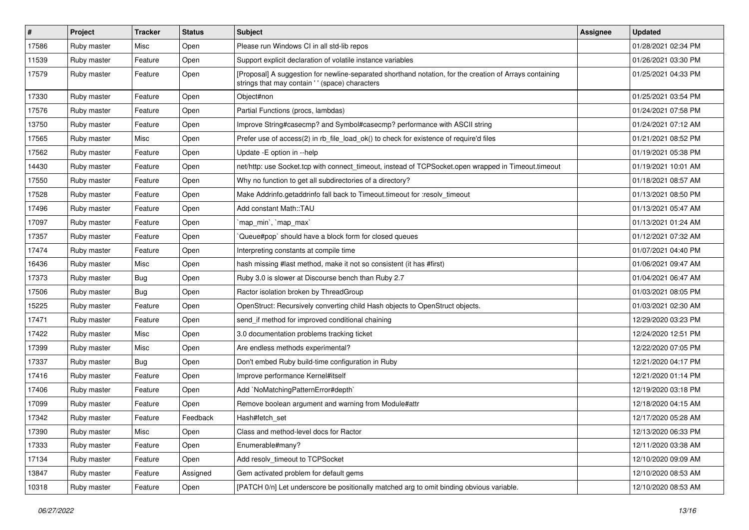| # | Project | Tracker | Status | Subject | Assignee | Updated |
|---|---|---|---|---|---|---|
| 17586 | Ruby master | Misc | Open | Please run Windows CI in all std-lib repos | | 01/28/2021 02:34 PM |
| 11539 | Ruby master | Feature | Open | Support explicit declaration of volatile instance variables | | 01/26/2021 03:30 PM |
| 17579 | Ruby master | Feature | Open | [Proposal] A suggestion for newline-separated shorthand notation, for the creation of Arrays containing strings that may contain ' ' (space) characters | | 01/25/2021 04:33 PM |
| 17330 | Ruby master | Feature | Open | Object#non | | 01/25/2021 03:54 PM |
| 17576 | Ruby master | Feature | Open | Partial Functions (procs, lambdas) | | 01/24/2021 07:58 PM |
| 13750 | Ruby master | Feature | Open | Improve String#casecmp? and Symbol#casecmp? performance with ASCII string | | 01/24/2021 07:12 AM |
| 17565 | Ruby master | Misc | Open | Prefer use of access(2) in rb_file_load_ok() to check for existence of require'd files | | 01/21/2021 08:52 PM |
| 17562 | Ruby master | Feature | Open | Update -E option in --help | | 01/19/2021 05:38 PM |
| 14430 | Ruby master | Feature | Open | net/http: use Socket.tcp with connect_timeout, instead of TCPSocket.open wrapped in Timeout.timeout | | 01/19/2021 10:01 AM |
| 17550 | Ruby master | Feature | Open | Why no function to get all subdirectories of a directory? | | 01/18/2021 08:57 AM |
| 17528 | Ruby master | Feature | Open | Make Addrinfo.getaddrinfo fall back to Timeout.timeout for :resolv_timeout | | 01/13/2021 08:50 PM |
| 17496 | Ruby master | Feature | Open | Add constant Math::TAU | | 01/13/2021 05:47 AM |
| 17097 | Ruby master | Feature | Open | `map_min`, `map_max` | | 01/13/2021 01:24 AM |
| 17357 | Ruby master | Feature | Open | `Queue#pop` should have a block form for closed queues | | 01/12/2021 07:32 AM |
| 17474 | Ruby master | Feature | Open | Interpreting constants at compile time | | 01/07/2021 04:40 PM |
| 16436 | Ruby master | Misc | Open | hash missing #last method, make it not so consistent (it has #first) | | 01/06/2021 09:47 AM |
| 17373 | Ruby master | Bug | Open | Ruby 3.0 is slower at Discourse bench than Ruby 2.7 | | 01/04/2021 06:47 AM |
| 17506 | Ruby master | Bug | Open | Ractor isolation broken by ThreadGroup | | 01/03/2021 08:05 PM |
| 15225 | Ruby master | Feature | Open | OpenStruct: Recursively converting child Hash objects to OpenStruct objects. | | 01/03/2021 02:30 AM |
| 17471 | Ruby master | Feature | Open | send_if method for improved conditional chaining | | 12/29/2020 03:23 PM |
| 17422 | Ruby master | Misc | Open | 3.0 documentation problems tracking ticket | | 12/24/2020 12:51 PM |
| 17399 | Ruby master | Misc | Open | Are endless methods experimental? | | 12/22/2020 07:05 PM |
| 17337 | Ruby master | Bug | Open | Don't embed Ruby build-time configuration in Ruby | | 12/21/2020 04:17 PM |
| 17416 | Ruby master | Feature | Open | Improve performance Kernel#itself | | 12/21/2020 01:14 PM |
| 17406 | Ruby master | Feature | Open | Add `NoMatchingPatternError#depth` | | 12/19/2020 03:18 PM |
| 17099 | Ruby master | Feature | Open | Remove boolean argument and warning from Module#attr | | 12/18/2020 04:15 AM |
| 17342 | Ruby master | Feature | Feedback | Hash#fetch_set | | 12/17/2020 05:28 AM |
| 17390 | Ruby master | Misc | Open | Class and method-level docs for Ractor | | 12/13/2020 06:33 PM |
| 17333 | Ruby master | Feature | Open | Enumerable#many? | | 12/11/2020 03:38 AM |
| 17134 | Ruby master | Feature | Open | Add resolv_timeout to TCPSocket | | 12/10/2020 09:09 AM |
| 13847 | Ruby master | Feature | Assigned | Gem activated problem for default gems | | 12/10/2020 08:53 AM |
| 10318 | Ruby master | Feature | Open | [PATCH 0/n] Let underscore be positionally matched arg to omit binding obvious variable. | | 12/10/2020 08:53 AM |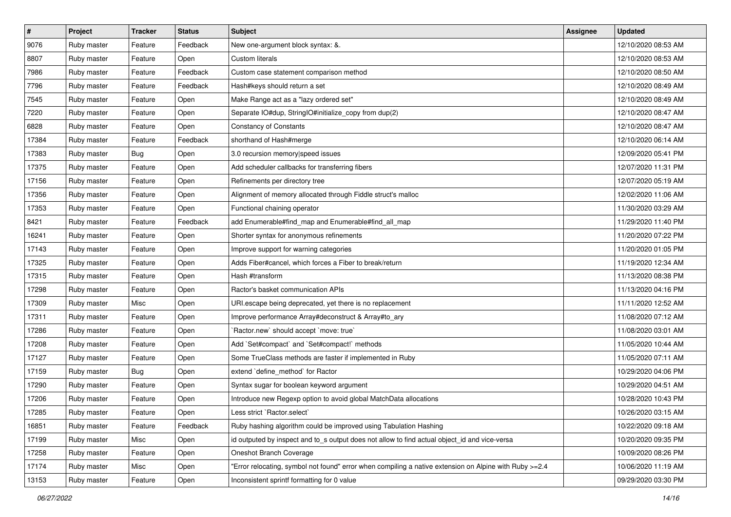| # | Project | Tracker | Status | Subject | Assignee | Updated |
|---|---|---|---|---|---|---|
| 9076 | Ruby master | Feature | Feedback | New one-argument block syntax: &. | | 12/10/2020 08:53 AM |
| 8807 | Ruby master | Feature | Open | Custom literals | | 12/10/2020 08:53 AM |
| 7986 | Ruby master | Feature | Feedback | Custom case statement comparison method | | 12/10/2020 08:50 AM |
| 7796 | Ruby master | Feature | Feedback | Hash#keys should return a set | | 12/10/2020 08:49 AM |
| 7545 | Ruby master | Feature | Open | Make Range act as a "lazy ordered set" | | 12/10/2020 08:49 AM |
| 7220 | Ruby master | Feature | Open | Separate IO#dup, StringIO#initialize_copy from dup(2) | | 12/10/2020 08:47 AM |
| 6828 | Ruby master | Feature | Open | Constancy of Constants | | 12/10/2020 08:47 AM |
| 17384 | Ruby master | Feature | Feedback | shorthand of Hash#merge | | 12/10/2020 06:14 AM |
| 17383 | Ruby master | Bug | Open | 3.0 recursion memory\|speed issues | | 12/09/2020 05:41 PM |
| 17375 | Ruby master | Feature | Open | Add scheduler callbacks for transferring fibers | | 12/07/2020 11:31 PM |
| 17156 | Ruby master | Feature | Open | Refinements per directory tree | | 12/07/2020 05:19 AM |
| 17356 | Ruby master | Feature | Open | Alignment of memory allocated through Fiddle struct's malloc | | 12/02/2020 11:06 AM |
| 17353 | Ruby master | Feature | Open | Functional chaining operator | | 11/30/2020 03:29 AM |
| 8421 | Ruby master | Feature | Feedback | add Enumerable#find_map and Enumerable#find_all_map | | 11/29/2020 11:40 PM |
| 16241 | Ruby master | Feature | Open | Shorter syntax for anonymous refinements | | 11/20/2020 07:22 PM |
| 17143 | Ruby master | Feature | Open | Improve support for warning categories | | 11/20/2020 01:05 PM |
| 17325 | Ruby master | Feature | Open | Adds Fiber#cancel, which forces a Fiber to break/return | | 11/19/2020 12:34 AM |
| 17315 | Ruby master | Feature | Open | Hash #transform | | 11/13/2020 08:38 PM |
| 17298 | Ruby master | Feature | Open | Ractor's basket communication APIs | | 11/13/2020 04:16 PM |
| 17309 | Ruby master | Misc | Open | URI.escape being deprecated, yet there is no replacement | | 11/11/2020 12:52 AM |
| 17311 | Ruby master | Feature | Open | Improve performance Array#deconstruct & Array#to_ary | | 11/08/2020 07:12 AM |
| 17286 | Ruby master | Feature | Open | `Ractor.new` should accept `move: true` | | 11/08/2020 03:01 AM |
| 17208 | Ruby master | Feature | Open | Add `Set#compact` and `Set#compact!` methods | | 11/05/2020 10:44 AM |
| 17127 | Ruby master | Feature | Open | Some TrueClass methods are faster if implemented in Ruby | | 11/05/2020 07:11 AM |
| 17159 | Ruby master | Bug | Open | extend `define_method` for Ractor | | 10/29/2020 04:06 PM |
| 17290 | Ruby master | Feature | Open | Syntax sugar for boolean keyword argument | | 10/29/2020 04:51 AM |
| 17206 | Ruby master | Feature | Open | Introduce new Regexp option to avoid global MatchData allocations | | 10/28/2020 10:43 PM |
| 17285 | Ruby master | Feature | Open | Less strict `Ractor.select` | | 10/26/2020 03:15 AM |
| 16851 | Ruby master | Feature | Feedback | Ruby hashing algorithm could be improved using Tabulation Hashing | | 10/22/2020 09:18 AM |
| 17199 | Ruby master | Misc | Open | id outputed by inspect and to_s output does not allow to find actual object_id and vice-versa | | 10/20/2020 09:35 PM |
| 17258 | Ruby master | Feature | Open | Oneshot Branch Coverage | | 10/09/2020 08:26 PM |
| 17174 | Ruby master | Misc | Open | "Error relocating, symbol not found" error when compiling a native extension on Alpine with Ruby >=2.4 | | 10/06/2020 11:19 AM |
| 13153 | Ruby master | Feature | Open | Inconsistent sprintf formatting for 0 value | | 09/29/2020 03:30 PM |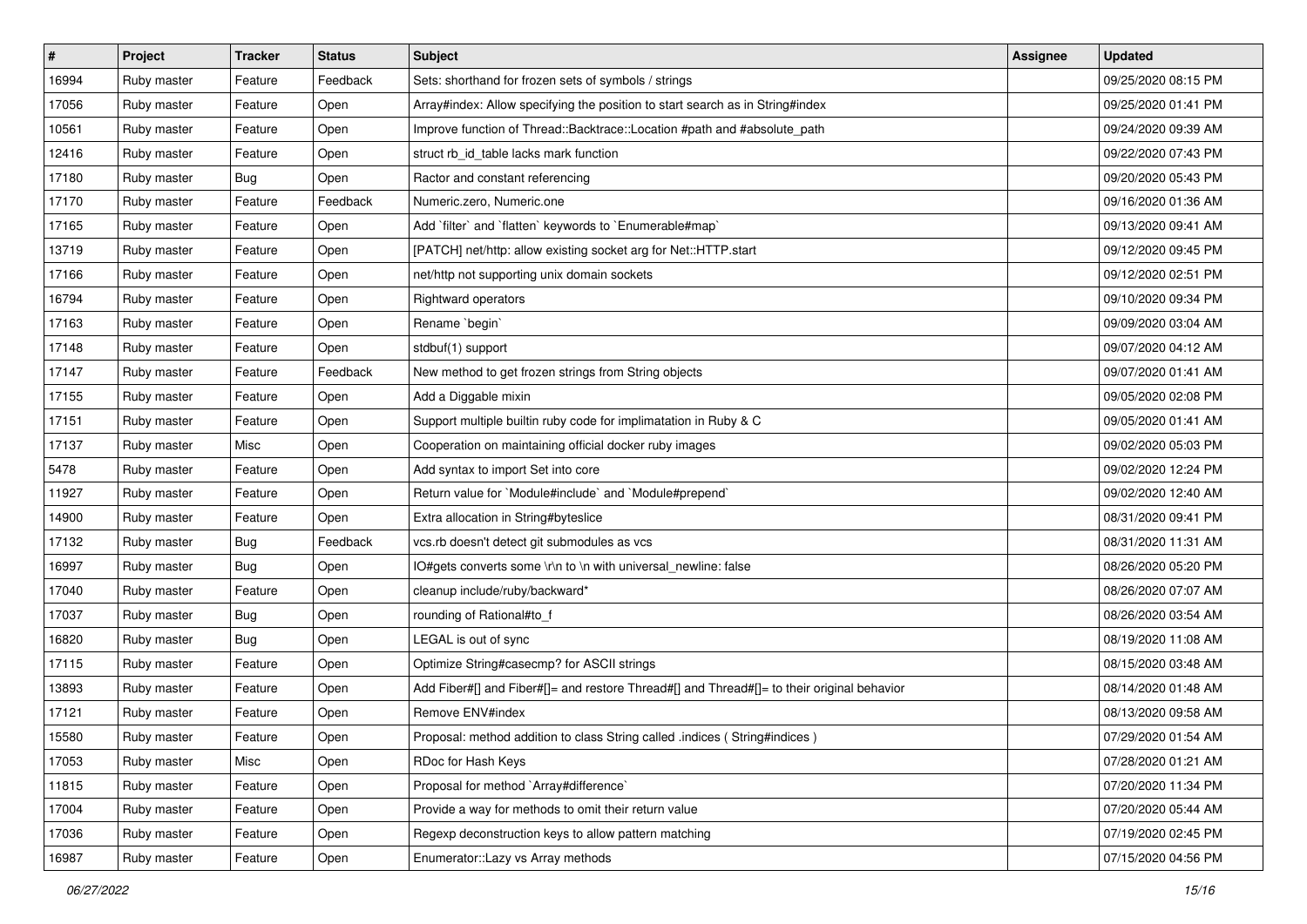| # | Project | Tracker | Status | Subject | Assignee | Updated |
|---|---|---|---|---|---|---|
| 16994 | Ruby master | Feature | Feedback | Sets: shorthand for frozen sets of symbols / strings | | 09/25/2020 08:15 PM |
| 17056 | Ruby master | Feature | Open | Array#index: Allow specifying the position to start search as in String#index | | 09/25/2020 01:41 PM |
| 10561 | Ruby master | Feature | Open | Improve function of Thread::Backtrace::Location #path and #absolute_path | | 09/24/2020 09:39 AM |
| 12416 | Ruby master | Feature | Open | struct rb_id_table lacks mark function | | 09/22/2020 07:43 PM |
| 17180 | Ruby master | Bug | Open | Ractor and constant referencing | | 09/20/2020 05:43 PM |
| 17170 | Ruby master | Feature | Feedback | Numeric.zero, Numeric.one | | 09/16/2020 01:36 AM |
| 17165 | Ruby master | Feature | Open | Add `filter` and `flatten` keywords to `Enumerable#map` | | 09/13/2020 09:41 AM |
| 13719 | Ruby master | Feature | Open | [PATCH] net/http: allow existing socket arg for Net::HTTP.start | | 09/12/2020 09:45 PM |
| 17166 | Ruby master | Feature | Open | net/http not supporting unix domain sockets | | 09/12/2020 02:51 PM |
| 16794 | Ruby master | Feature | Open | Rightward operators | | 09/10/2020 09:34 PM |
| 17163 | Ruby master | Feature | Open | Rename `begin` | | 09/09/2020 03:04 AM |
| 17148 | Ruby master | Feature | Open | stdbuf(1) support | | 09/07/2020 04:12 AM |
| 17147 | Ruby master | Feature | Feedback | New method to get frozen strings from String objects | | 09/07/2020 01:41 AM |
| 17155 | Ruby master | Feature | Open | Add a Diggable mixin | | 09/05/2020 02:08 PM |
| 17151 | Ruby master | Feature | Open | Support multiple builtin ruby code for implimatation in Ruby & C | | 09/05/2020 01:41 AM |
| 17137 | Ruby master | Misc | Open | Cooperation on maintaining official docker ruby images | | 09/02/2020 05:03 PM |
| 5478 | Ruby master | Feature | Open | Add syntax to import Set into core | | 09/02/2020 12:24 PM |
| 11927 | Ruby master | Feature | Open | Return value for `Module#include` and `Module#prepend` | | 09/02/2020 12:40 AM |
| 14900 | Ruby master | Feature | Open | Extra allocation in String#byteslice | | 08/31/2020 09:41 PM |
| 17132 | Ruby master | Bug | Feedback | vcs.rb doesn't detect git submodules as vcs | | 08/31/2020 11:31 AM |
| 16997 | Ruby master | Bug | Open | IO#gets converts some \r\n to \n with universal_newline: false | | 08/26/2020 05:20 PM |
| 17040 | Ruby master | Feature | Open | cleanup include/ruby/backward* | | 08/26/2020 07:07 AM |
| 17037 | Ruby master | Bug | Open | rounding of Rational#to_f | | 08/26/2020 03:54 AM |
| 16820 | Ruby master | Bug | Open | LEGAL is out of sync | | 08/19/2020 11:08 AM |
| 17115 | Ruby master | Feature | Open | Optimize String#casecmp? for ASCII strings | | 08/15/2020 03:48 AM |
| 13893 | Ruby master | Feature | Open | Add Fiber#[] and Fiber#[]= and restore Thread#[] and Thread#[]= to their original behavior | | 08/14/2020 01:48 AM |
| 17121 | Ruby master | Feature | Open | Remove ENV#index | | 08/13/2020 09:58 AM |
| 15580 | Ruby master | Feature | Open | Proposal: method addition to class String called .indices ( String#indices ) | | 07/29/2020 01:54 AM |
| 17053 | Ruby master | Misc | Open | RDoc for Hash Keys | | 07/28/2020 01:21 AM |
| 11815 | Ruby master | Feature | Open | Proposal for method `Array#difference` | | 07/20/2020 11:34 PM |
| 17004 | Ruby master | Feature | Open | Provide a way for methods to omit their return value | | 07/20/2020 05:44 AM |
| 17036 | Ruby master | Feature | Open | Regexp deconstruction keys to allow pattern matching | | 07/19/2020 02:45 PM |
| 16987 | Ruby master | Feature | Open | Enumerator::Lazy vs Array methods | | 07/15/2020 04:56 PM |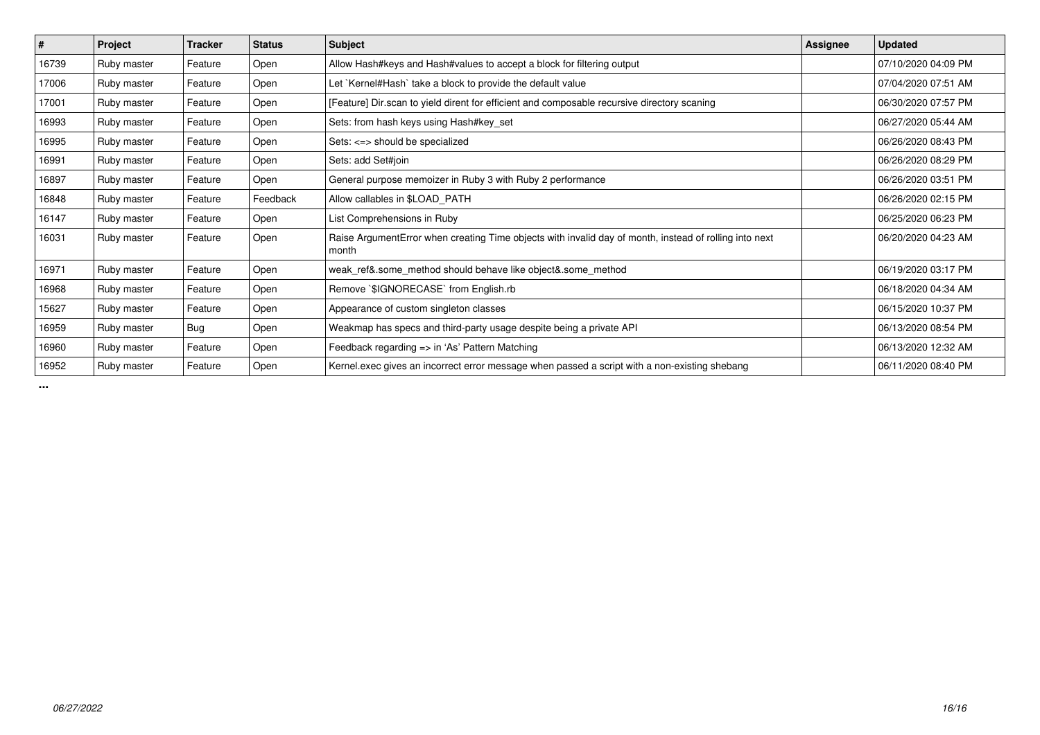| # | Project | Tracker | Status | Subject | Assignee | Updated |
|---|---|---|---|---|---|---|
| 16739 | Ruby master | Feature | Open | Allow Hash#keys and Hash#values to accept a block for filtering output | | 07/10/2020 04:09 PM |
| 17006 | Ruby master | Feature | Open | Let `Kernel#Hash` take a block to provide the default value | | 07/04/2020 07:51 AM |
| 17001 | Ruby master | Feature | Open | [Feature] Dir.scan to yield dirent for efficient and composable recursive directory scaning | | 06/30/2020 07:57 PM |
| 16993 | Ruby master | Feature | Open | Sets: from hash keys using Hash#key_set | | 06/27/2020 05:44 AM |
| 16995 | Ruby master | Feature | Open | Sets: <=> should be specialized | | 06/26/2020 08:43 PM |
| 16991 | Ruby master | Feature | Open | Sets: add Set#join | | 06/26/2020 08:29 PM |
| 16897 | Ruby master | Feature | Open | General purpose memoizer in Ruby 3 with Ruby 2 performance | | 06/26/2020 03:51 PM |
| 16848 | Ruby master | Feature | Feedback | Allow callables in $LOAD_PATH | | 06/26/2020 02:15 PM |
| 16147 | Ruby master | Feature | Open | List Comprehensions in Ruby | | 06/25/2020 06:23 PM |
| 16031 | Ruby master | Feature | Open | Raise ArgumentError when creating Time objects with invalid day of month, instead of rolling into next month | | 06/20/2020 04:23 AM |
| 16971 | Ruby master | Feature | Open | weak_ref&.some_method should behave like object&.some_method | | 06/19/2020 03:17 PM |
| 16968 | Ruby master | Feature | Open | Remove `$IGNORECASE` from English.rb | | 06/18/2020 04:34 AM |
| 15627 | Ruby master | Feature | Open | Appearance of custom singleton classes | | 06/15/2020 10:37 PM |
| 16959 | Ruby master | Bug | Open | Weakmap has specs and third-party usage despite being a private API | | 06/13/2020 08:54 PM |
| 16960 | Ruby master | Feature | Open | Feedback regarding => in 'As' Pattern Matching | | 06/13/2020 12:32 AM |
| 16952 | Ruby master | Feature | Open | Kernel.exec gives an incorrect error message when passed a script with a non-existing shebang | | 06/11/2020 08:40 PM |

...